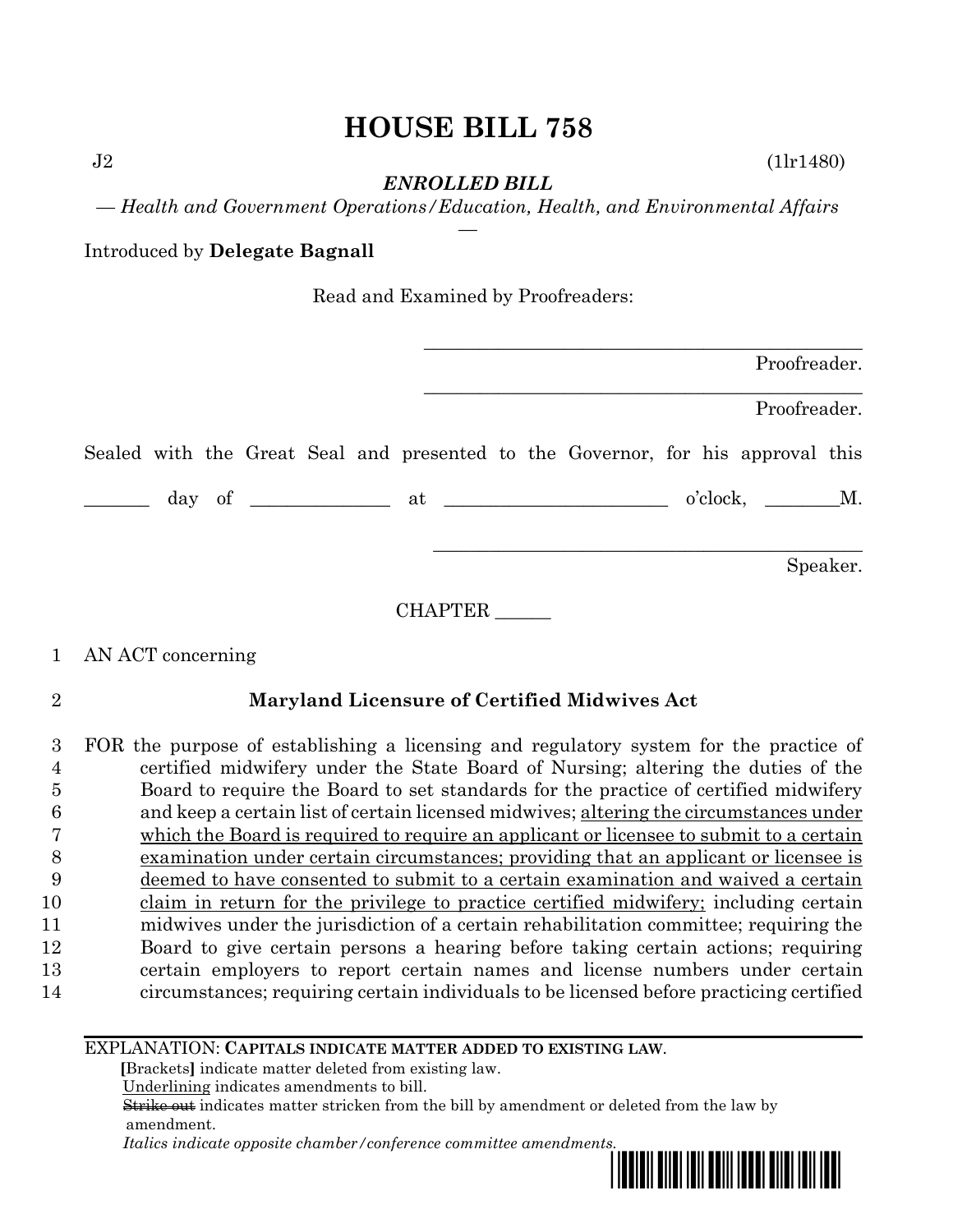# HOUSE BILL 758

J2 (1lr1480)

***ENROLLED BILL***

*— Health and Government Operations/Education, Health, and Environmental Affairs —*

Introduced by **Delegate Bagnall**

Read and Examined by Proofreaders:

_______________________________________________ Proofreader.

_______________________________________________ Proofreader.

Sealed with the Great Seal and presented to the Governor, for his approval this _______ day of ______________ at _______________________ o'clock, ________M.

_______________________________________________ Speaker.

CHAPTER ______

1 AN ACT concerning

2 **Maryland Licensure of Certified Midwives Act**

3 FOR the purpose of establishing a licensing and regulatory system for the practice of
4 certified midwifery under the State Board of Nursing; altering the duties of the
5 Board to require the Board to set standards for the practice of certified midwifery
6 and keep a certain list of certain licensed midwives; <u>altering the circumstances under</u>
7 <u>which the Board is required to require an applicant or licensee to submit to a certain</u>
8 <u>examination under certain circumstances; providing that an applicant or licensee is</u>
9 <u>deemed to have consented to submit to a certain examination and waived a certain</u>
10 <u>claim in return for the privilege to practice certified midwifery;</u> including certain
11 midwives under the jurisdiction of a certain rehabilitation committee; requiring the
12 Board to give certain persons a hearing before taking certain actions; requiring
13 certain employers to report certain names and license numbers under certain
14 circumstances; requiring certain individuals to be licensed before practicing certified

EXPLANATION: **CAPITALS INDICATE MATTER ADDED TO EXISTING LAW**.

**[**Brackets**]** indicate matter deleted from existing law.

<u>Underlining</u> indicates amendments to bill.

~~Strike out~~ indicates matter stricken from the bill by amendment or deleted from the law by amendment.

*Italics indicate opposite chamber/conference committee amendments.*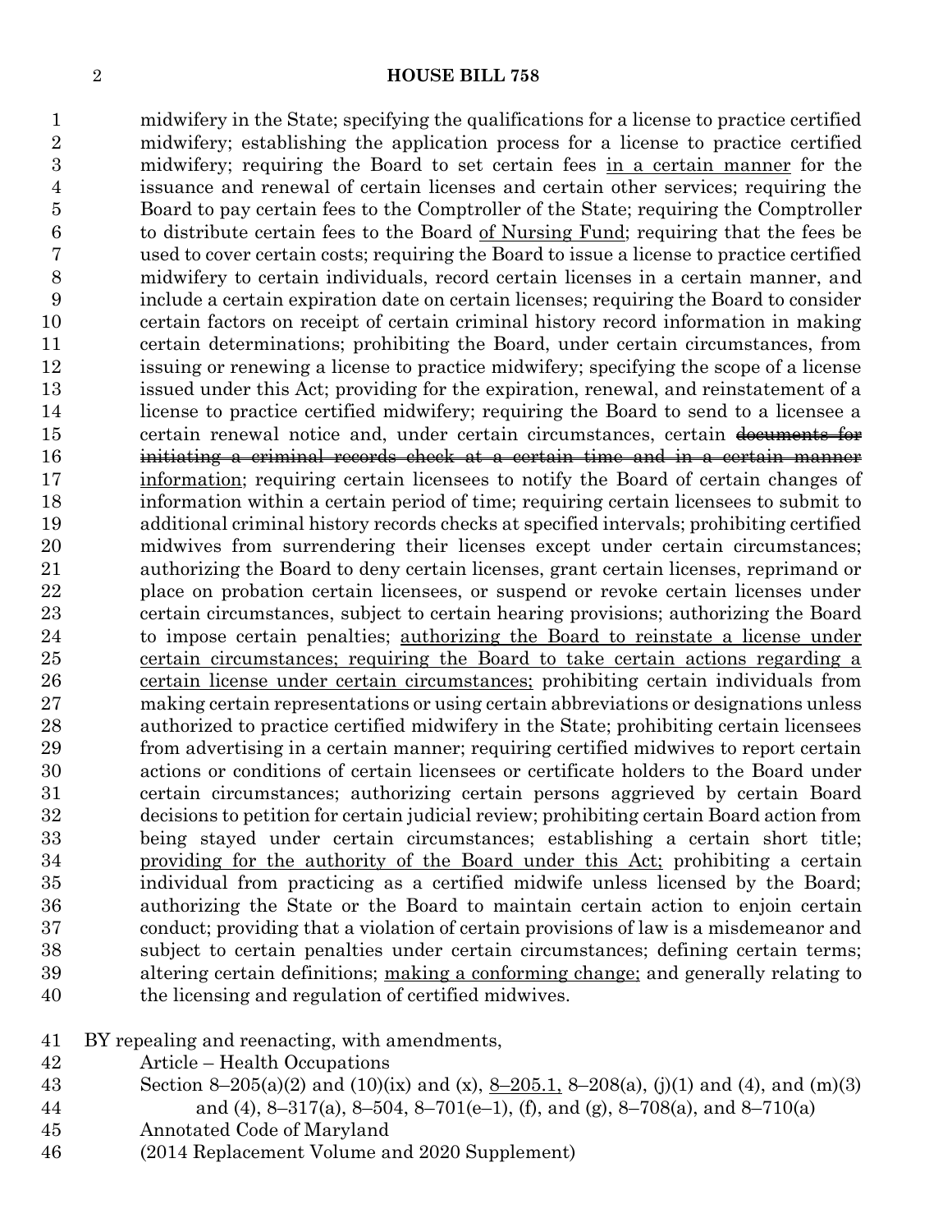midwifery in the State; specifying the qualifications for a license to practice certified midwifery; establishing the application process for a license to practice certified midwifery; requiring the Board to set certain fees <u>in a certain manner</u> for the issuance and renewal of certain licenses and certain other services; requiring the Board to pay certain fees to the Comptroller of the State; requiring the Comptroller to distribute certain fees to the Board <u>of Nursing Fund</u>; requiring that the fees be used to cover certain costs; requiring the Board to issue a license to practice certified midwifery to certain individuals, record certain licenses in a certain manner, and include a certain expiration date on certain licenses; requiring the Board to consider certain factors on receipt of certain criminal history record information in making certain determinations; prohibiting the Board, under certain circumstances, from issuing or renewing a license to practice midwifery; specifying the scope of a license issued under this Act; providing for the expiration, renewal, and reinstatement of a license to practice certified midwifery; requiring the Board to send to a licensee a certain renewal notice and, under certain circumstances, certain ~~documents for initiating a criminal records check at a certain time and in a certain manner~~ <u>information</u>; requiring certain licensees to notify the Board of certain changes of information within a certain period of time; requiring certain licensees to submit to additional criminal history records checks at specified intervals; prohibiting certified midwives from surrendering their licenses except under certain circumstances; authorizing the Board to deny certain licenses, grant certain licenses, reprimand or place on probation certain licensees, or suspend or revoke certain licenses under certain circumstances, subject to certain hearing provisions; authorizing the Board to impose certain penalties; <u>authorizing the Board to reinstate a license under certain circumstances; requiring the Board to take certain actions regarding a certain license under certain circumstances;</u> prohibiting certain individuals from making certain representations or using certain abbreviations or designations unless authorized to practice certified midwifery in the State; prohibiting certain licensees from advertising in a certain manner; requiring certified midwives to report certain actions or conditions of certain licensees or certificate holders to the Board under certain circumstances; authorizing certain persons aggrieved by certain Board decisions to petition for certain judicial review; prohibiting certain Board action from being stayed under certain circumstances; establishing a certain short title; <u>providing for the authority of the Board under this Act;</u> prohibiting a certain individual from practicing as a certified midwife unless licensed by the Board; authorizing the State or the Board to maintain certain action to enjoin certain conduct; providing that a violation of certain provisions of law is a misdemeanor and subject to certain penalties under certain circumstances; defining certain terms; altering certain definitions; <u>making a conforming change;</u> and generally relating to the licensing and regulation of certified midwives.

BY repealing and reenacting, with amendments,
Article – Health Occupations
Section 8–205(a)(2) and (10)(ix) and (x), <u>8–205.1,</u> 8–208(a), (j)(1) and (4), and (m)(3) and (4), 8–317(a), 8–504, 8–701(e–1), (f), and (g), 8–708(a), and 8–710(a)
Annotated Code of Maryland
(2014 Replacement Volume and 2020 Supplement)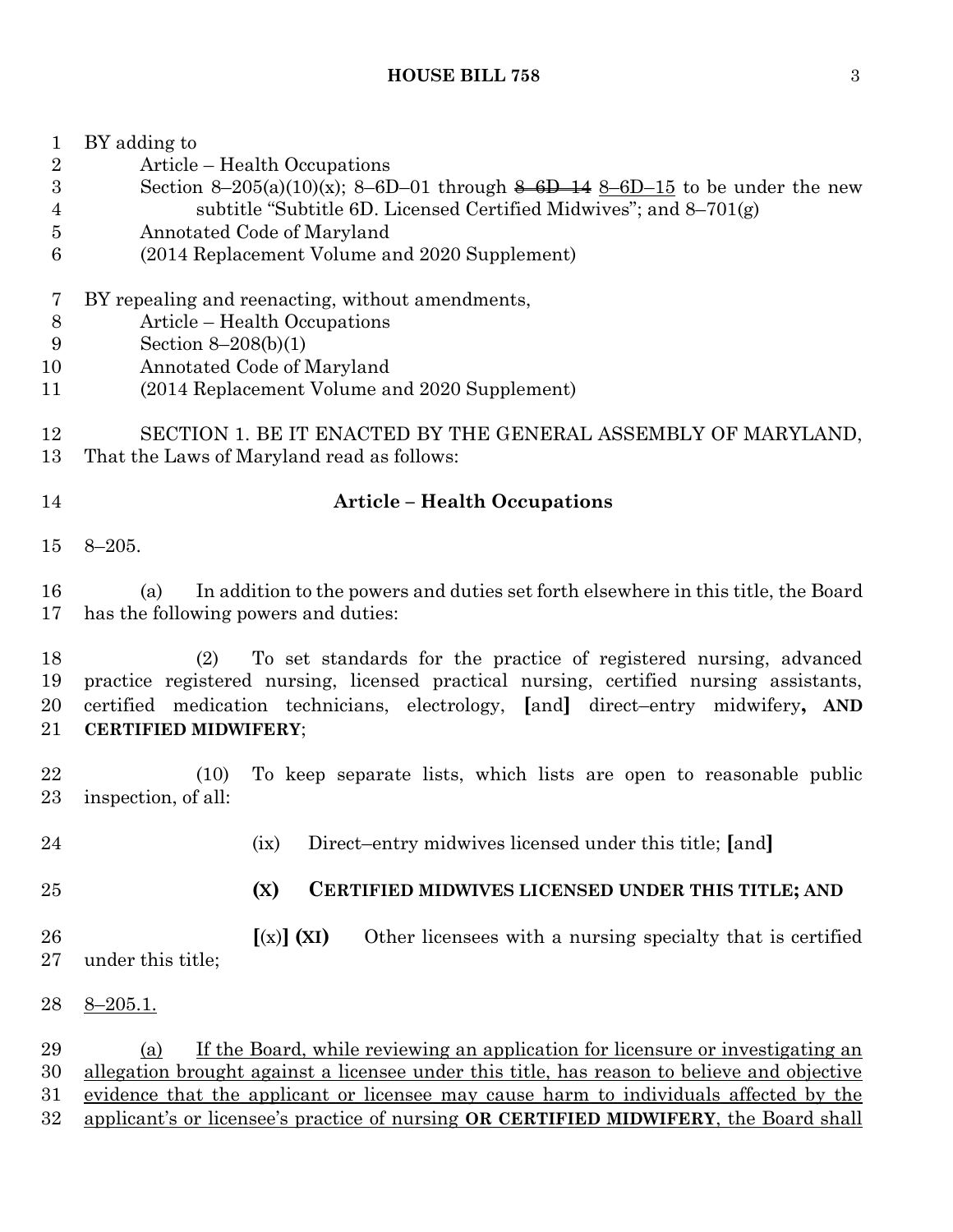BY adding to
Article – Health Occupations
Section 8–205(a)(10)(x); 8–6D–01 through ~~8–6D–14~~ 8–6D–15 to be under the new subtitle "Subtitle 6D. Licensed Certified Midwives"; and 8–701(g)
Annotated Code of Maryland
(2014 Replacement Volume and 2020 Supplement)

BY repealing and reenacting, without amendments,
Article – Health Occupations
Section 8–208(b)(1)
Annotated Code of Maryland
(2014 Replacement Volume and 2020 Supplement)

SECTION 1. BE IT ENACTED BY THE GENERAL ASSEMBLY OF MARYLAND, That the Laws of Maryland read as follows:

**Article – Health Occupations**

8–205.

(a) In addition to the powers and duties set forth elsewhere in this title, the Board has the following powers and duties:

(2) To set standards for the practice of registered nursing, advanced practice registered nursing, licensed practical nursing, certified nursing assistants, certified medication technicians, electrology, **[**and**]** direct–entry midwifery**, AND CERTIFIED MIDWIFERY**;

(10) To keep separate lists, which lists are open to reasonable public inspection, of all:

(ix) Direct–entry midwives licensed under this title; **[**and**]**

**(X) CERTIFIED MIDWIVES LICENSED UNDER THIS TITLE; AND**

**[**(x)**] (XI)** Other licensees with a nursing specialty that is certified under this title;

8–205.1.

(a) If the Board, while reviewing an application for licensure or investigating an allegation brought against a licensee under this title, has reason to believe and objective evidence that the applicant or licensee may cause harm to individuals affected by the applicant's or licensee's practice of nursing **OR CERTIFIED MIDWIFERY**, the Board shall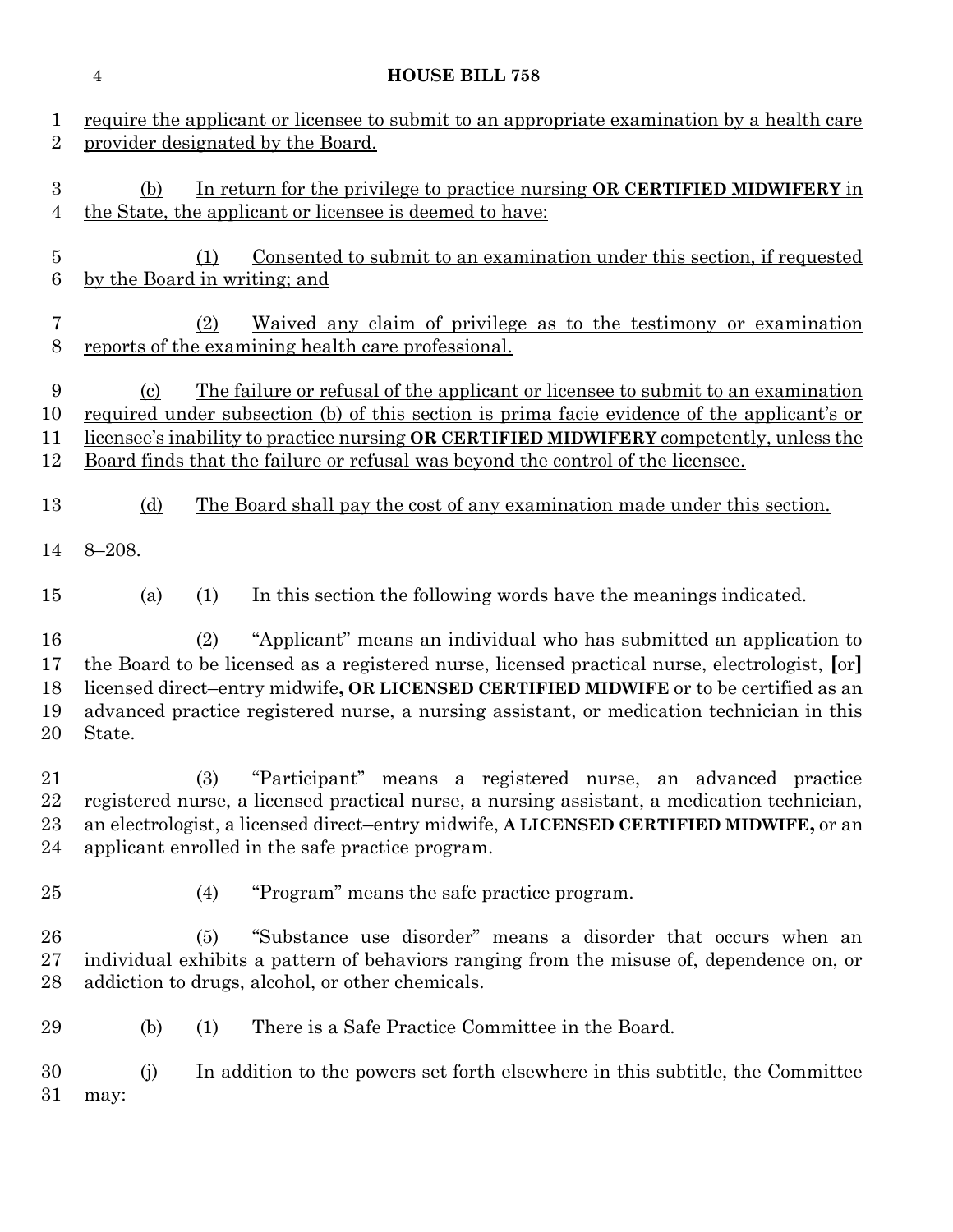require the applicant or licensee to submit to an appropriate examination by a health care provider designated by the Board.

(b) In return for the privilege to practice nursing **OR CERTIFIED MIDWIFERY** in the State, the applicant or licensee is deemed to have:

(1) Consented to submit to an examination under this section, if requested by the Board in writing; and

(2) Waived any claim of privilege as to the testimony or examination reports of the examining health care professional.

(c) The failure or refusal of the applicant or licensee to submit to an examination required under subsection (b) of this section is prima facie evidence of the applicant's or licensee's inability to practice nursing **OR CERTIFIED MIDWIFERY** competently, unless the Board finds that the failure or refusal was beyond the control of the licensee.

(d) The Board shall pay the cost of any examination made under this section.

8–208.

(a) (1) In this section the following words have the meanings indicated.

(2) "Applicant" means an individual who has submitted an application to the Board to be licensed as a registered nurse, licensed practical nurse, electrologist, **[**or**]** licensed direct–entry midwife**, OR LICENSED CERTIFIED MIDWIFE** or to be certified as an advanced practice registered nurse, a nursing assistant, or medication technician in this State.

(3) "Participant" means a registered nurse, an advanced practice registered nurse, a licensed practical nurse, a nursing assistant, a medication technician, an electrologist, a licensed direct–entry midwife, **A LICENSED CERTIFIED MIDWIFE,** or an applicant enrolled in the safe practice program.

(4) "Program" means the safe practice program.

(5) "Substance use disorder" means a disorder that occurs when an individual exhibits a pattern of behaviors ranging from the misuse of, dependence on, or addiction to drugs, alcohol, or other chemicals.

(b) (1) There is a Safe Practice Committee in the Board.

(j) In addition to the powers set forth elsewhere in this subtitle, the Committee may: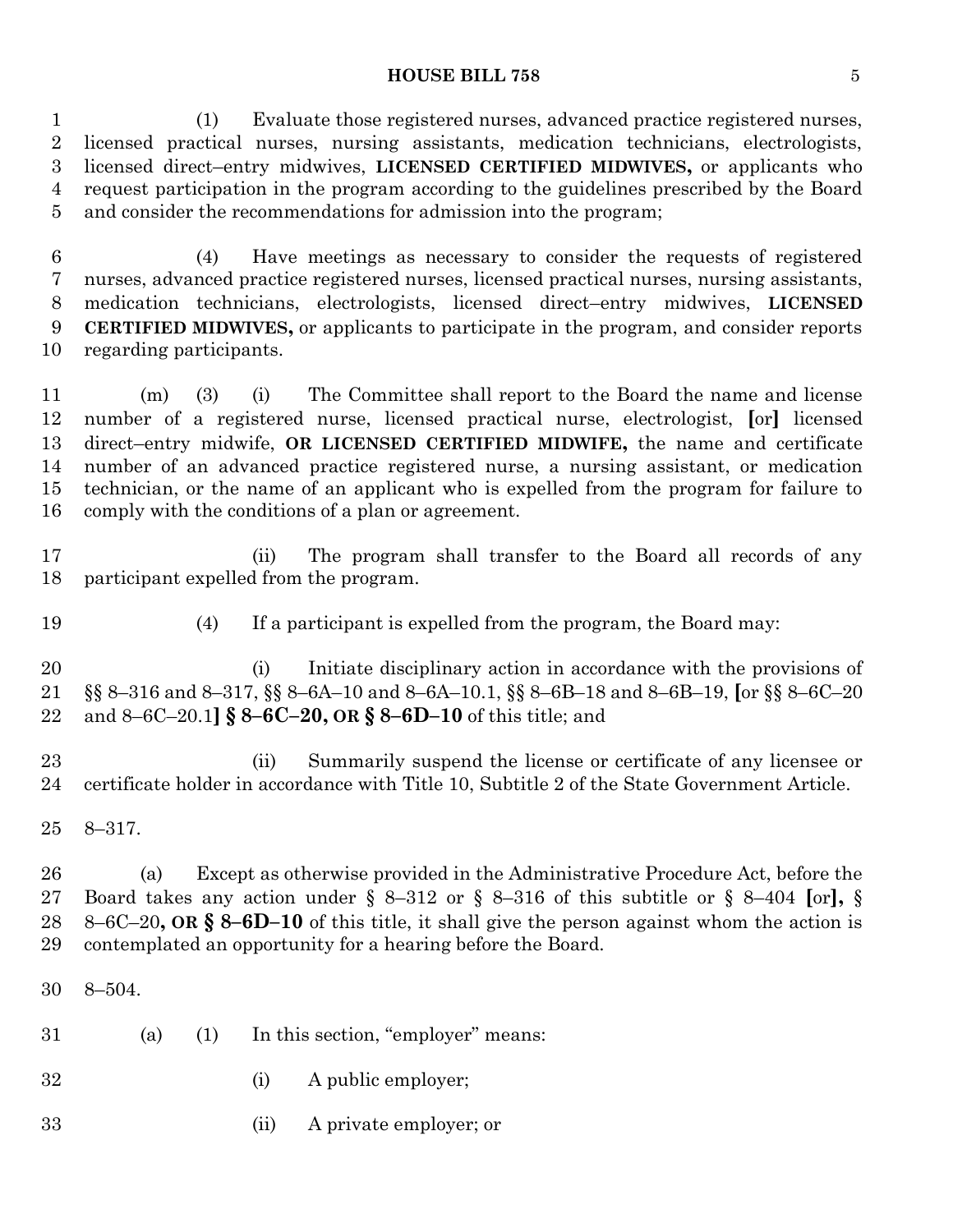(1) Evaluate those registered nurses, advanced practice registered nurses, licensed practical nurses, nursing assistants, medication technicians, electrologists, licensed direct–entry midwives, **LICENSED CERTIFIED MIDWIVES,** or applicants who request participation in the program according to the guidelines prescribed by the Board and consider the recommendations for admission into the program;

(4) Have meetings as necessary to consider the requests of registered nurses, advanced practice registered nurses, licensed practical nurses, nursing assistants, medication technicians, electrologists, licensed direct–entry midwives, **LICENSED CERTIFIED MIDWIVES,** or applicants to participate in the program, and consider reports regarding participants.

(m) (3) (i) The Committee shall report to the Board the name and license number of a registered nurse, licensed practical nurse, electrologist, **[**or**]** licensed direct–entry midwife, **OR LICENSED CERTIFIED MIDWIFE,** the name and certificate number of an advanced practice registered nurse, a nursing assistant, or medication technician, or the name of an applicant who is expelled from the program for failure to comply with the conditions of a plan or agreement.

(ii) The program shall transfer to the Board all records of any participant expelled from the program.

(4) If a participant is expelled from the program, the Board may:

(i) Initiate disciplinary action in accordance with the provisions of §§ 8–316 and 8–317, §§ 8–6A–10 and 8–6A–10.1, §§ 8–6B–18 and 8–6B–19, **[**or §§ 8–6C–20 and 8–6C–20.1**] § 8–6C–20, OR § 8–6D–10** of this title; and

(ii) Summarily suspend the license or certificate of any licensee or certificate holder in accordance with Title 10, Subtitle 2 of the State Government Article.

8–317.

(a) Except as otherwise provided in the Administrative Procedure Act, before the Board takes any action under § 8–312 or § 8–316 of this subtitle or § 8–404 **[**or**],** § 8–6C–20**, OR § 8–6D–10** of this title, it shall give the person against whom the action is contemplated an opportunity for a hearing before the Board.

8–504.

(a) (1) In this section, "employer" means:

(i) A public employer;

(ii) A private employer; or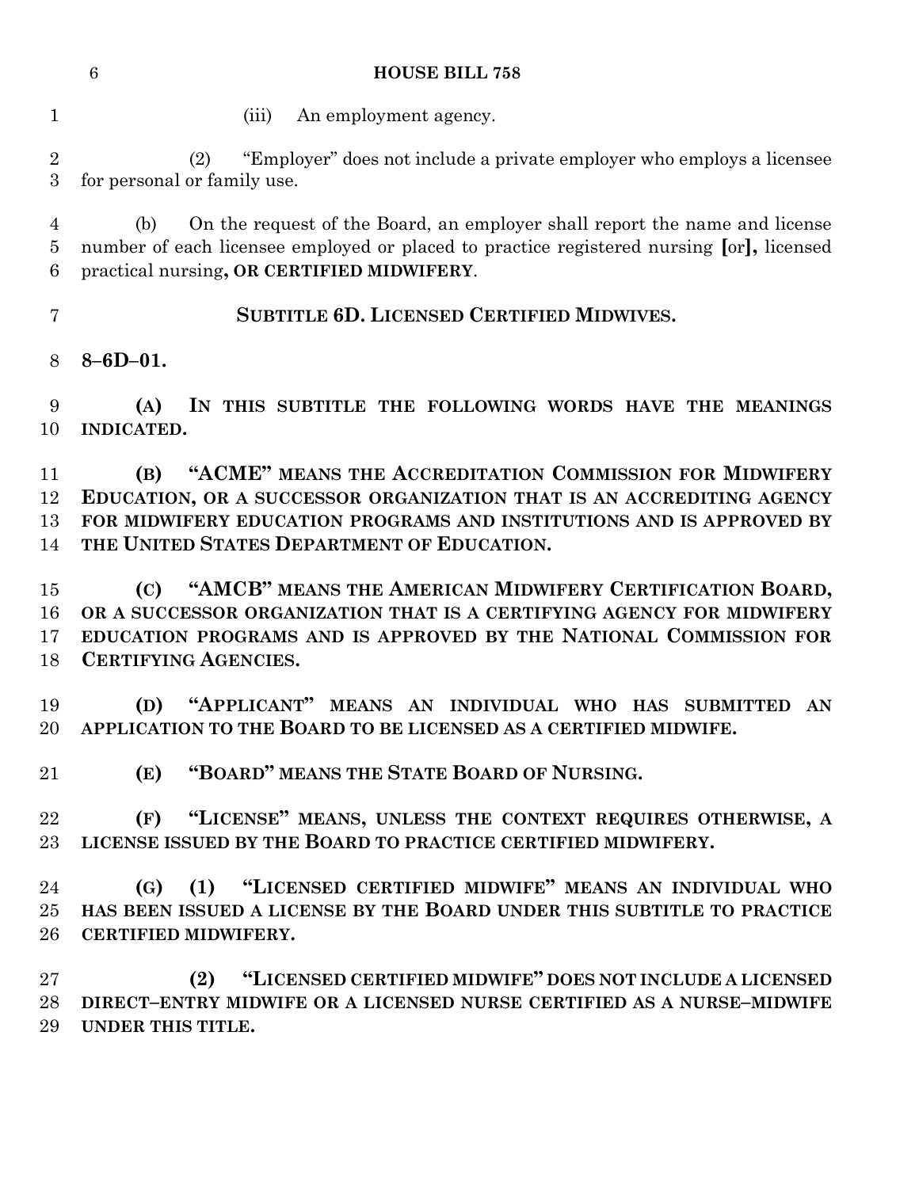(iii) An employment agency.

(2) "Employer" does not include a private employer who employs a licensee for personal or family use.

(b) On the request of the Board, an employer shall report the name and license number of each licensee employed or placed to practice registered nursing [or], licensed practical nursing, **OR CERTIFIED MIDWIFERY**.

**SUBTITLE 6D. LICENSED CERTIFIED MIDWIVES.**

**8–6D–01.**

**(A) IN THIS SUBTITLE THE FOLLOWING WORDS HAVE THE MEANINGS INDICATED.**

**(B) "ACME" MEANS THE ACCREDITATION COMMISSION FOR MIDWIFERY EDUCATION, OR A SUCCESSOR ORGANIZATION THAT IS AN ACCREDITING AGENCY FOR MIDWIFERY EDUCATION PROGRAMS AND INSTITUTIONS AND IS APPROVED BY THE UNITED STATES DEPARTMENT OF EDUCATION.**

**(C) "AMCB" MEANS THE AMERICAN MIDWIFERY CERTIFICATION BOARD, OR A SUCCESSOR ORGANIZATION THAT IS A CERTIFYING AGENCY FOR MIDWIFERY EDUCATION PROGRAMS AND IS APPROVED BY THE NATIONAL COMMISSION FOR CERTIFYING AGENCIES.**

**(D) "APPLICANT" MEANS AN INDIVIDUAL WHO HAS SUBMITTED AN APPLICATION TO THE BOARD TO BE LICENSED AS A CERTIFIED MIDWIFE.**

**(E) "BOARD" MEANS THE STATE BOARD OF NURSING.**

**(F) "LICENSE" MEANS, UNLESS THE CONTEXT REQUIRES OTHERWISE, A LICENSE ISSUED BY THE BOARD TO PRACTICE CERTIFIED MIDWIFERY.**

**(G) (1) "LICENSED CERTIFIED MIDWIFE" MEANS AN INDIVIDUAL WHO HAS BEEN ISSUED A LICENSE BY THE BOARD UNDER THIS SUBTITLE TO PRACTICE CERTIFIED MIDWIFERY.**

**(2) "LICENSED CERTIFIED MIDWIFE" DOES NOT INCLUDE A LICENSED DIRECT–ENTRY MIDWIFE OR A LICENSED NURSE CERTIFIED AS A NURSE–MIDWIFE UNDER THIS TITLE.**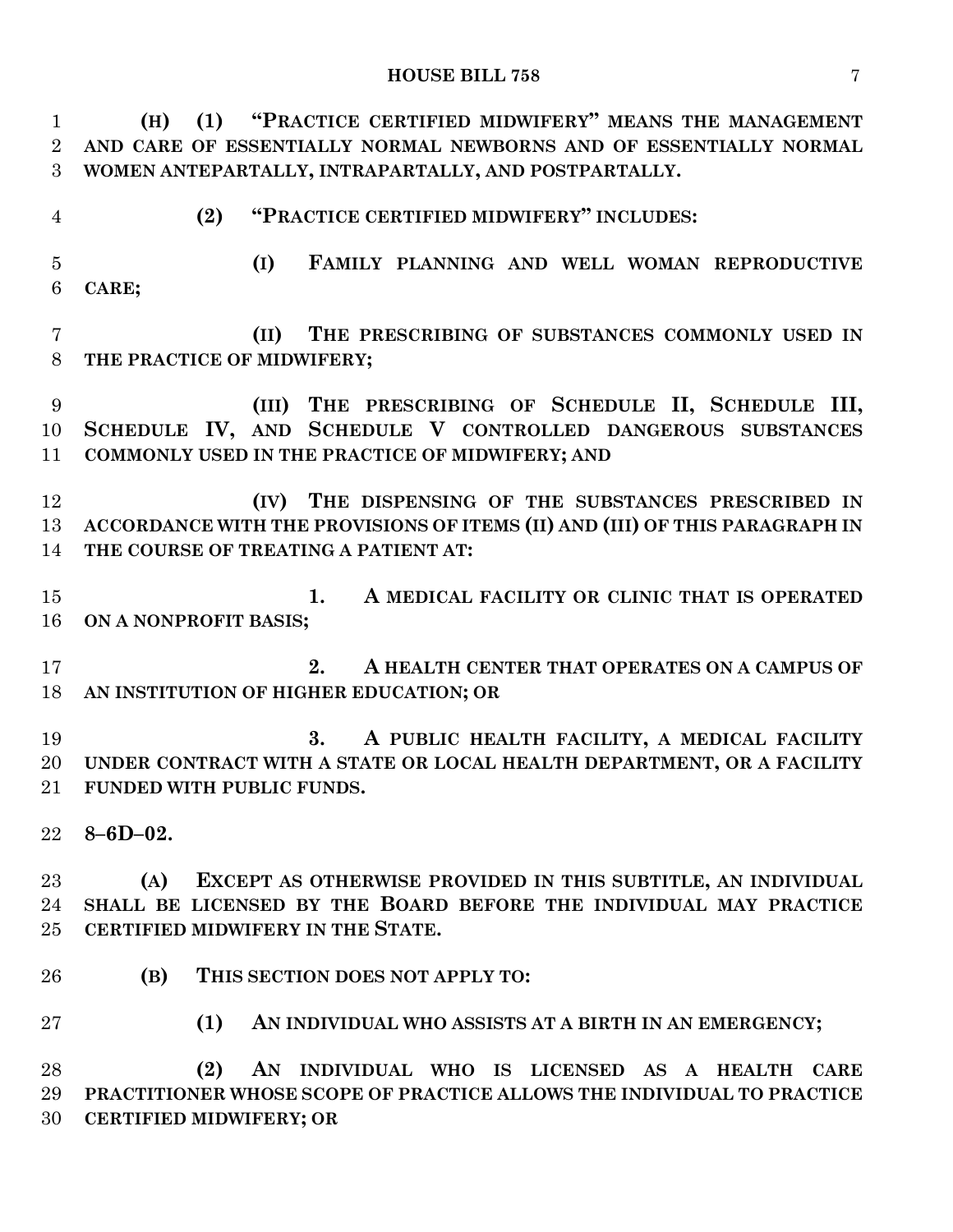**(H) (1) "PRACTICE CERTIFIED MIDWIFERY" MEANS THE MANAGEMENT AND CARE OF ESSENTIALLY NORMAL NEWBORNS AND OF ESSENTIALLY NORMAL WOMEN ANTEPARTALLY, INTRAPARTALLY, AND POSTPARTALLY.**

**(2) "PRACTICE CERTIFIED MIDWIFERY" INCLUDES:**

**(I) FAMILY PLANNING AND WELL WOMAN REPRODUCTIVE CARE;**

**(II) THE PRESCRIBING OF SUBSTANCES COMMONLY USED IN THE PRACTICE OF MIDWIFERY;**

**(III) THE PRESCRIBING OF SCHEDULE II, SCHEDULE III, SCHEDULE IV, AND SCHEDULE V CONTROLLED DANGEROUS SUBSTANCES COMMONLY USED IN THE PRACTICE OF MIDWIFERY; AND**

**(IV) THE DISPENSING OF THE SUBSTANCES PRESCRIBED IN ACCORDANCE WITH THE PROVISIONS OF ITEMS (II) AND (III) OF THIS PARAGRAPH IN THE COURSE OF TREATING A PATIENT AT:**

**1. A MEDICAL FACILITY OR CLINIC THAT IS OPERATED ON A NONPROFIT BASIS;**

**2. A HEALTH CENTER THAT OPERATES ON A CAMPUS OF AN INSTITUTION OF HIGHER EDUCATION; OR**

**3. A PUBLIC HEALTH FACILITY, A MEDICAL FACILITY UNDER CONTRACT WITH A STATE OR LOCAL HEALTH DEPARTMENT, OR A FACILITY FUNDED WITH PUBLIC FUNDS.**

**8–6D–02.**

**(A) EXCEPT AS OTHERWISE PROVIDED IN THIS SUBTITLE, AN INDIVIDUAL SHALL BE LICENSED BY THE BOARD BEFORE THE INDIVIDUAL MAY PRACTICE CERTIFIED MIDWIFERY IN THE STATE.**

**(B) THIS SECTION DOES NOT APPLY TO:**

**(1) AN INDIVIDUAL WHO ASSISTS AT A BIRTH IN AN EMERGENCY;**

**(2) AN INDIVIDUAL WHO IS LICENSED AS A HEALTH CARE PRACTITIONER WHOSE SCOPE OF PRACTICE ALLOWS THE INDIVIDUAL TO PRACTICE CERTIFIED MIDWIFERY; OR**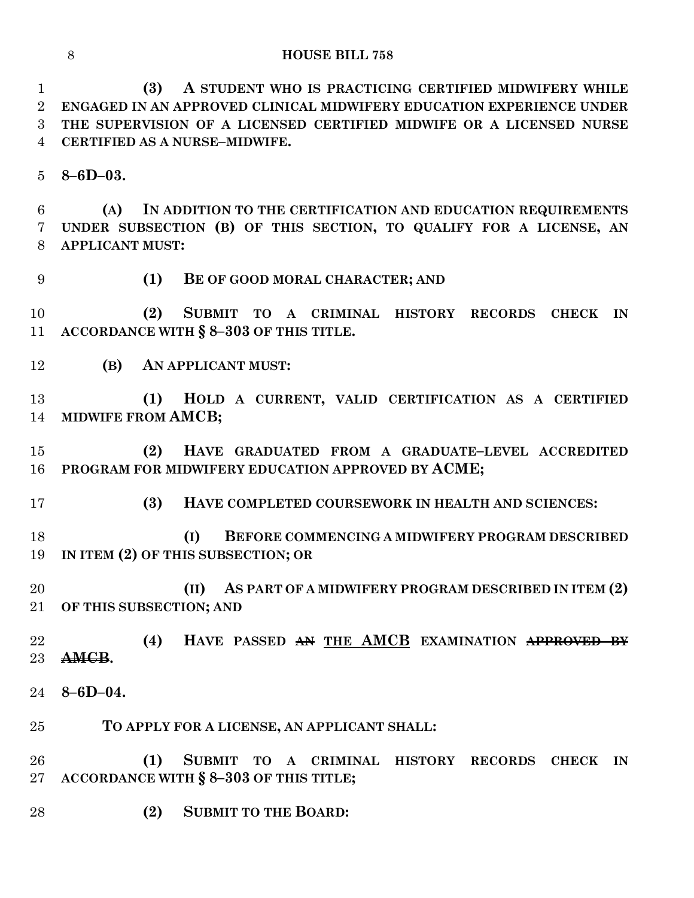**(3) A STUDENT WHO IS PRACTICING CERTIFIED MIDWIFERY WHILE ENGAGED IN AN APPROVED CLINICAL MIDWIFERY EDUCATION EXPERIENCE UNDER THE SUPERVISION OF A LICENSED CERTIFIED MIDWIFE OR A LICENSED NURSE CERTIFIED AS A NURSE–MIDWIFE.**

**8–6D–03.**

**(A) IN ADDITION TO THE CERTIFICATION AND EDUCATION REQUIREMENTS UNDER SUBSECTION (B) OF THIS SECTION, TO QUALIFY FOR A LICENSE, AN APPLICANT MUST:**

**(1) BE OF GOOD MORAL CHARACTER; AND**

**(2) SUBMIT TO A CRIMINAL HISTORY RECORDS CHECK IN ACCORDANCE WITH § 8–303 OF THIS TITLE.**

**(B) AN APPLICANT MUST:**

**(1) HOLD A CURRENT, VALID CERTIFICATION AS A CERTIFIED MIDWIFE FROM AMCB;**

**(2) HAVE GRADUATED FROM A GRADUATE–LEVEL ACCREDITED PROGRAM FOR MIDWIFERY EDUCATION APPROVED BY ACME;**

**(3) HAVE COMPLETED COURSEWORK IN HEALTH AND SCIENCES:**

**(I) BEFORE COMMENCING A MIDWIFERY PROGRAM DESCRIBED IN ITEM (2) OF THIS SUBSECTION; OR**

**(II) AS PART OF A MIDWIFERY PROGRAM DESCRIBED IN ITEM (2) OF THIS SUBSECTION; AND**

**(4) HAVE PASSED ~~AN~~ <u>THE AMCB</u> EXAMINATION ~~APPROVED BY AMCB~~.**

**8–6D–04.**

**TO APPLY FOR A LICENSE, AN APPLICANT SHALL:**

**(1) SUBMIT TO A CRIMINAL HISTORY RECORDS CHECK IN ACCORDANCE WITH § 8–303 OF THIS TITLE;**

**(2) SUBMIT TO THE BOARD:**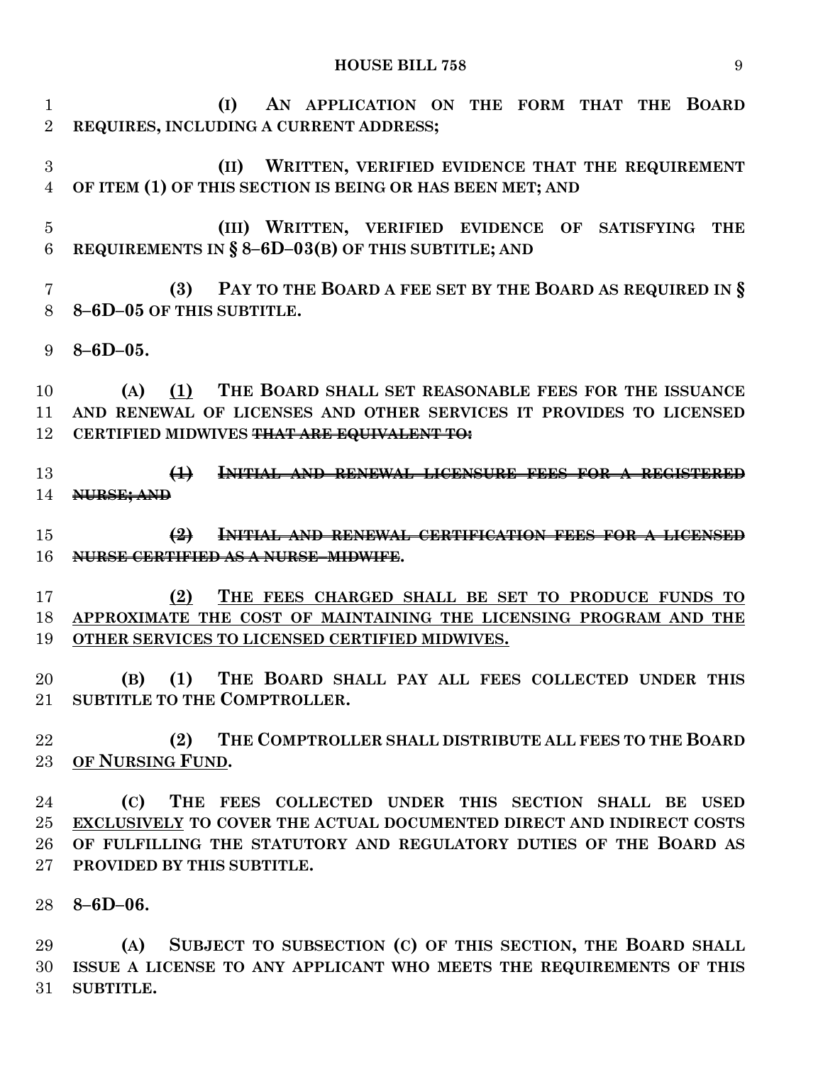(I) AN APPLICATION ON THE FORM THAT THE BOARD REQUIRES, INCLUDING A CURRENT ADDRESS;

(II) WRITTEN, VERIFIED EVIDENCE THAT THE REQUIREMENT OF ITEM (1) OF THIS SECTION IS BEING OR HAS BEEN MET; AND

(III) WRITTEN, VERIFIED EVIDENCE OF SATISFYING THE REQUIREMENTS IN § 8–6D–03(B) OF THIS SUBTITLE; AND

(3) PAY TO THE BOARD A FEE SET BY THE BOARD AS REQUIRED IN § 8–6D–05 OF THIS SUBTITLE.

**8–6D–05.**

(A) (1) THE BOARD SHALL SET REASONABLE FEES FOR THE ISSUANCE AND RENEWAL OF LICENSES AND OTHER SERVICES IT PROVIDES TO LICENSED CERTIFIED MIDWIVES ~~THAT ARE EQUIVALENT TO:~~

~~(1) INITIAL AND RENEWAL LICENSURE FEES FOR A REGISTERED NURSE; AND~~

~~(2) INITIAL AND RENEWAL CERTIFICATION FEES FOR A LICENSED NURSE CERTIFIED AS A NURSE–MIDWIFE.~~

(2) THE FEES CHARGED SHALL BE SET TO PRODUCE FUNDS TO APPROXIMATE THE COST OF MAINTAINING THE LICENSING PROGRAM AND THE OTHER SERVICES TO LICENSED CERTIFIED MIDWIVES.

(B) (1) THE BOARD SHALL PAY ALL FEES COLLECTED UNDER THIS SUBTITLE TO THE COMPTROLLER.

(2) THE COMPTROLLER SHALL DISTRIBUTE ALL FEES TO THE BOARD OF NURSING FUND.

(C) THE FEES COLLECTED UNDER THIS SECTION SHALL BE USED EXCLUSIVELY TO COVER THE ACTUAL DOCUMENTED DIRECT AND INDIRECT COSTS OF FULFILLING THE STATUTORY AND REGULATORY DUTIES OF THE BOARD AS PROVIDED BY THIS SUBTITLE.

**8–6D–06.**

(A) SUBJECT TO SUBSECTION (C) OF THIS SECTION, THE BOARD SHALL ISSUE A LICENSE TO ANY APPLICANT WHO MEETS THE REQUIREMENTS OF THIS SUBTITLE.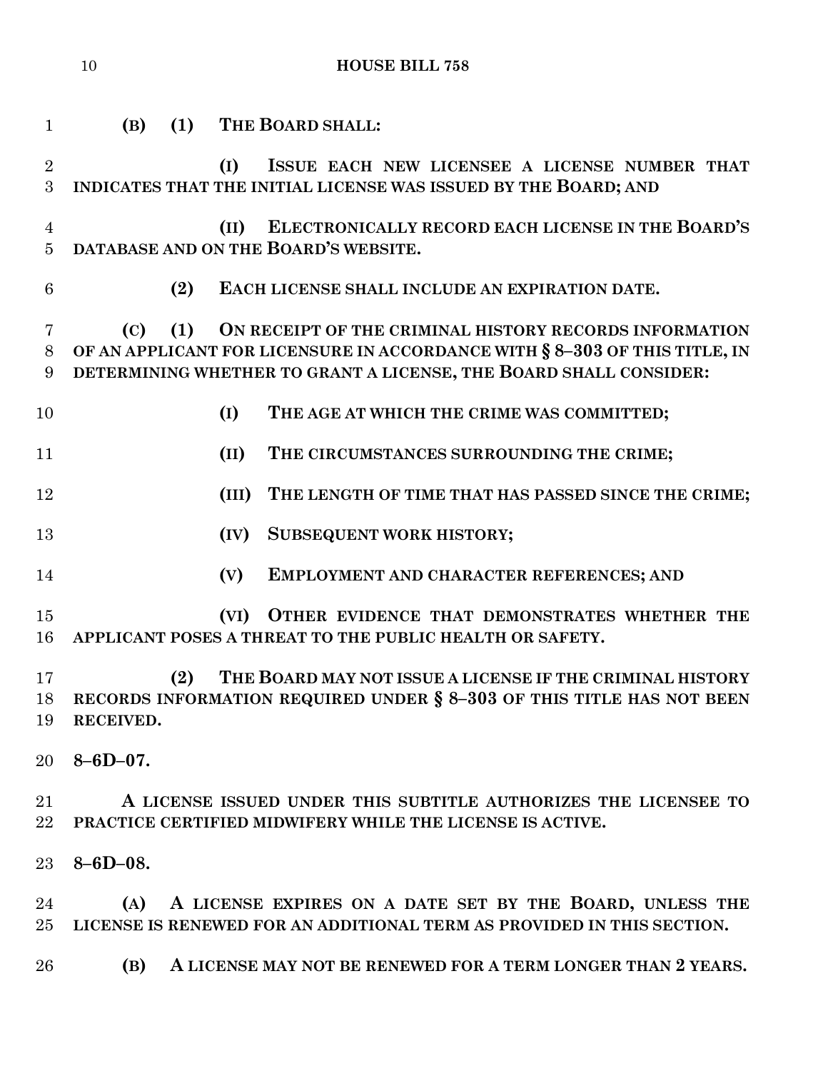**(B) (1) THE BOARD SHALL:**

**(I) ISSUE EACH NEW LICENSEE A LICENSE NUMBER THAT INDICATES THAT THE INITIAL LICENSE WAS ISSUED BY THE BOARD; AND**

**(II) ELECTRONICALLY RECORD EACH LICENSE IN THE BOARD'S DATABASE AND ON THE BOARD'S WEBSITE.**

**(2) EACH LICENSE SHALL INCLUDE AN EXPIRATION DATE.**

**(C) (1) ON RECEIPT OF THE CRIMINAL HISTORY RECORDS INFORMATION OF AN APPLICANT FOR LICENSURE IN ACCORDANCE WITH § 8–303 OF THIS TITLE, IN DETERMINING WHETHER TO GRANT A LICENSE, THE BOARD SHALL CONSIDER:**

**(I) THE AGE AT WHICH THE CRIME WAS COMMITTED;**

**(II) THE CIRCUMSTANCES SURROUNDING THE CRIME;**

**(III) THE LENGTH OF TIME THAT HAS PASSED SINCE THE CRIME;**

**(IV) SUBSEQUENT WORK HISTORY;**

**(V) EMPLOYMENT AND CHARACTER REFERENCES; AND**

**(VI) OTHER EVIDENCE THAT DEMONSTRATES WHETHER THE APPLICANT POSES A THREAT TO THE PUBLIC HEALTH OR SAFETY.**

**(2) THE BOARD MAY NOT ISSUE A LICENSE IF THE CRIMINAL HISTORY RECORDS INFORMATION REQUIRED UNDER § 8–303 OF THIS TITLE HAS NOT BEEN RECEIVED.**

**8–6D–07.**

**A LICENSE ISSUED UNDER THIS SUBTITLE AUTHORIZES THE LICENSEE TO PRACTICE CERTIFIED MIDWIFERY WHILE THE LICENSE IS ACTIVE.**

**8–6D–08.**

**(A) A LICENSE EXPIRES ON A DATE SET BY THE BOARD, UNLESS THE LICENSE IS RENEWED FOR AN ADDITIONAL TERM AS PROVIDED IN THIS SECTION.**

**(B) A LICENSE MAY NOT BE RENEWED FOR A TERM LONGER THAN 2 YEARS.**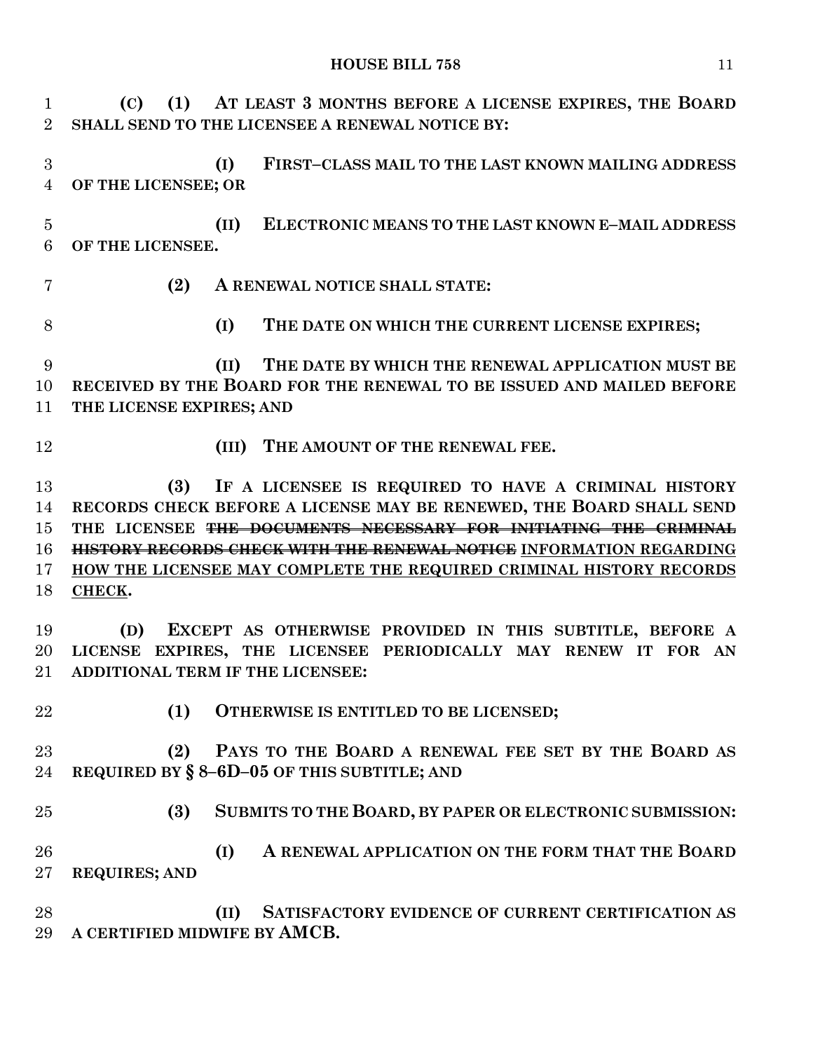**(C) (1) AT LEAST 3 MONTHS BEFORE A LICENSE EXPIRES, THE BOARD SHALL SEND TO THE LICENSEE A RENEWAL NOTICE BY:**

**(I) FIRST–CLASS MAIL TO THE LAST KNOWN MAILING ADDRESS OF THE LICENSEE; OR**

**(II) ELECTRONIC MEANS TO THE LAST KNOWN E–MAIL ADDRESS OF THE LICENSEE.**

**(2) A RENEWAL NOTICE SHALL STATE:**

**(I) THE DATE ON WHICH THE CURRENT LICENSE EXPIRES;**

**(II) THE DATE BY WHICH THE RENEWAL APPLICATION MUST BE RECEIVED BY THE BOARD FOR THE RENEWAL TO BE ISSUED AND MAILED BEFORE THE LICENSE EXPIRES; AND**

**(III) THE AMOUNT OF THE RENEWAL FEE.**

**(3) IF A LICENSEE IS REQUIRED TO HAVE A CRIMINAL HISTORY RECORDS CHECK BEFORE A LICENSE MAY BE RENEWED, THE BOARD SHALL SEND THE LICENSEE ~~THE DOCUMENTS NECESSARY FOR INITIATING THE CRIMINAL HISTORY RECORDS CHECK WITH THE RENEWAL NOTICE~~ <u>INFORMATION REGARDING HOW THE LICENSEE MAY COMPLETE THE REQUIRED CRIMINAL HISTORY RECORDS CHECK</u>.**

**(D) EXCEPT AS OTHERWISE PROVIDED IN THIS SUBTITLE, BEFORE A LICENSE EXPIRES, THE LICENSEE PERIODICALLY MAY RENEW IT FOR AN ADDITIONAL TERM IF THE LICENSEE:**

**(1) OTHERWISE IS ENTITLED TO BE LICENSED;**

**(2) PAYS TO THE BOARD A RENEWAL FEE SET BY THE BOARD AS REQUIRED BY § 8–6D–05 OF THIS SUBTITLE; AND**

**(3) SUBMITS TO THE BOARD, BY PAPER OR ELECTRONIC SUBMISSION:**

**(I) A RENEWAL APPLICATION ON THE FORM THAT THE BOARD REQUIRES; AND**

**(II) SATISFACTORY EVIDENCE OF CURRENT CERTIFICATION AS A CERTIFIED MIDWIFE BY AMCB.**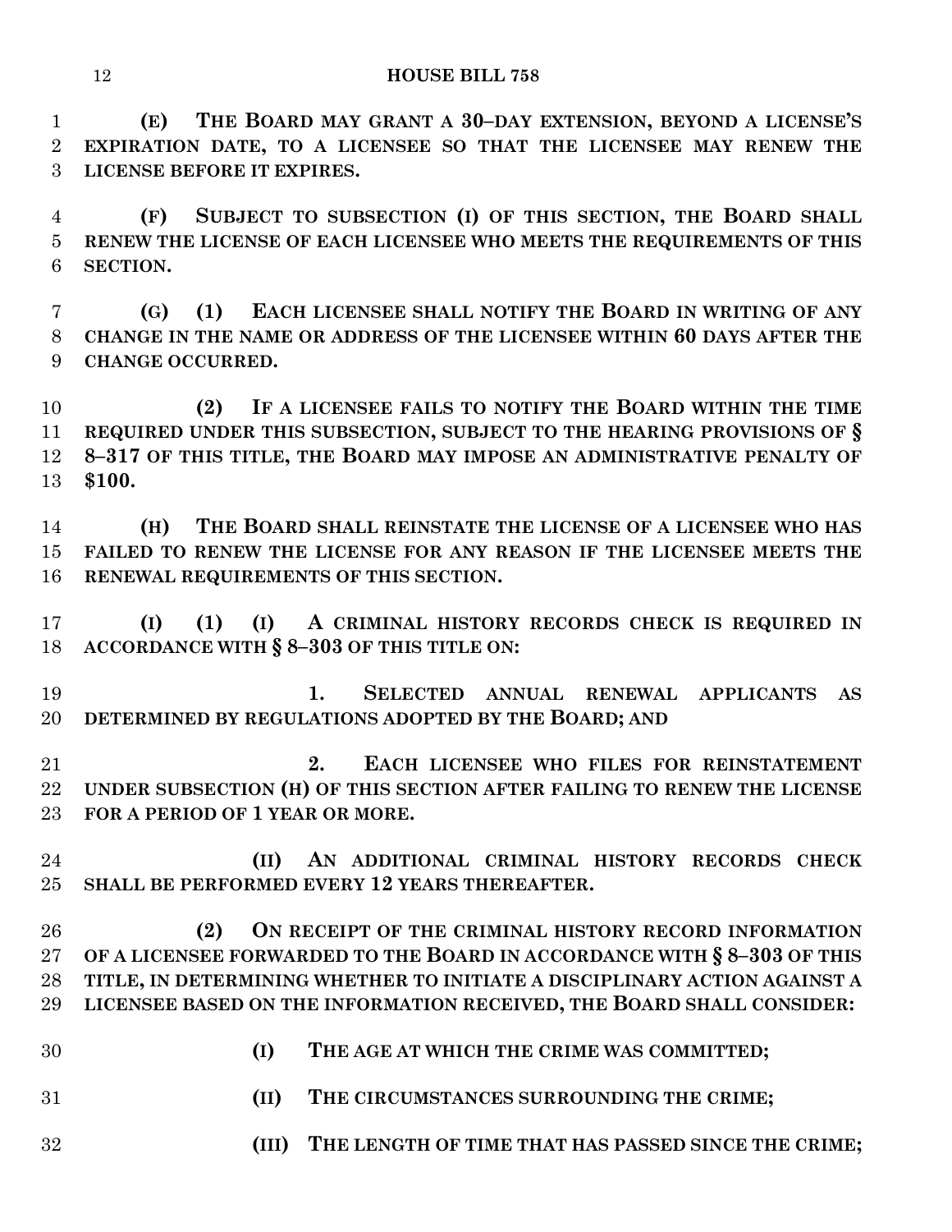**(E) THE BOARD MAY GRANT A 30–DAY EXTENSION, BEYOND A LICENSE'S EXPIRATION DATE, TO A LICENSEE SO THAT THE LICENSEE MAY RENEW THE LICENSE BEFORE IT EXPIRES.**

**(F) SUBJECT TO SUBSECTION (I) OF THIS SECTION, THE BOARD SHALL RENEW THE LICENSE OF EACH LICENSEE WHO MEETS THE REQUIREMENTS OF THIS SECTION.**

**(G) (1) EACH LICENSEE SHALL NOTIFY THE BOARD IN WRITING OF ANY CHANGE IN THE NAME OR ADDRESS OF THE LICENSEE WITHIN 60 DAYS AFTER THE CHANGE OCCURRED.**

**(2) IF A LICENSEE FAILS TO NOTIFY THE BOARD WITHIN THE TIME REQUIRED UNDER THIS SUBSECTION, SUBJECT TO THE HEARING PROVISIONS OF § 8–317 OF THIS TITLE, THE BOARD MAY IMPOSE AN ADMINISTRATIVE PENALTY OF $100.**

**(H) THE BOARD SHALL REINSTATE THE LICENSE OF A LICENSEE WHO HAS FAILED TO RENEW THE LICENSE FOR ANY REASON IF THE LICENSEE MEETS THE RENEWAL REQUIREMENTS OF THIS SECTION.**

**(I) (1) (I) A CRIMINAL HISTORY RECORDS CHECK IS REQUIRED IN ACCORDANCE WITH § 8–303 OF THIS TITLE ON:**

**1. SELECTED ANNUAL RENEWAL APPLICANTS AS DETERMINED BY REGULATIONS ADOPTED BY THE BOARD; AND**

**2. EACH LICENSEE WHO FILES FOR REINSTATEMENT UNDER SUBSECTION (H) OF THIS SECTION AFTER FAILING TO RENEW THE LICENSE FOR A PERIOD OF 1 YEAR OR MORE.**

**(II) AN ADDITIONAL CRIMINAL HISTORY RECORDS CHECK SHALL BE PERFORMED EVERY 12 YEARS THEREAFTER.**

**(2) ON RECEIPT OF THE CRIMINAL HISTORY RECORD INFORMATION OF A LICENSEE FORWARDED TO THE BOARD IN ACCORDANCE WITH § 8–303 OF THIS TITLE, IN DETERMINING WHETHER TO INITIATE A DISCIPLINARY ACTION AGAINST A LICENSEE BASED ON THE INFORMATION RECEIVED, THE BOARD SHALL CONSIDER:**

**(I) THE AGE AT WHICH THE CRIME WAS COMMITTED;**

**(II) THE CIRCUMSTANCES SURROUNDING THE CRIME;**

**(III) THE LENGTH OF TIME THAT HAS PASSED SINCE THE CRIME;**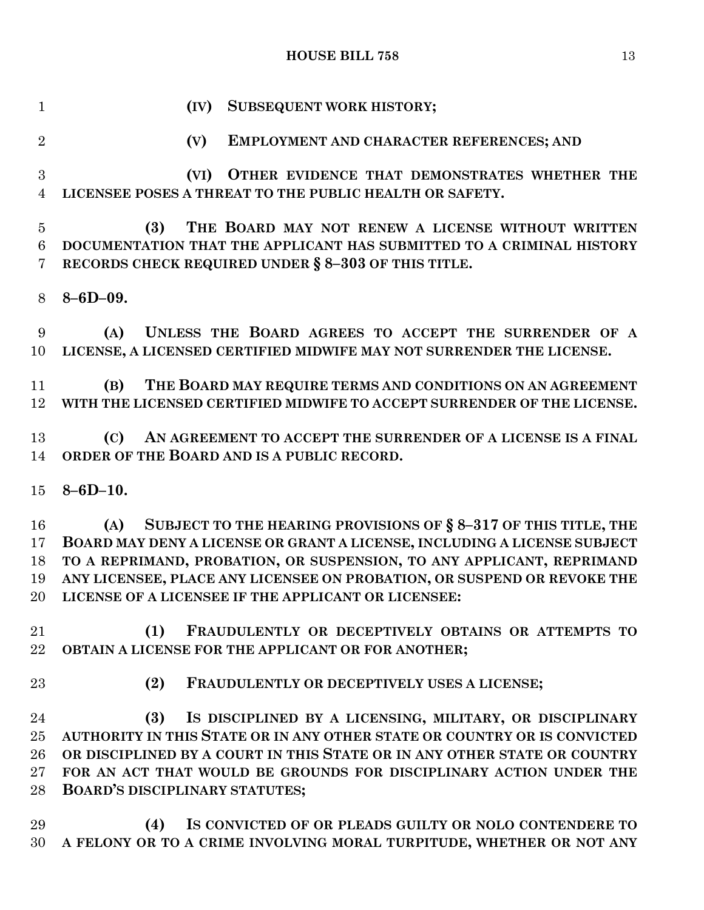**(IV) SUBSEQUENT WORK HISTORY;**

**(V) EMPLOYMENT AND CHARACTER REFERENCES; AND**

**(VI) OTHER EVIDENCE THAT DEMONSTRATES WHETHER THE LICENSEE POSES A THREAT TO THE PUBLIC HEALTH OR SAFETY.**

**(3) THE BOARD MAY NOT RENEW A LICENSE WITHOUT WRITTEN DOCUMENTATION THAT THE APPLICANT HAS SUBMITTED TO A CRIMINAL HISTORY RECORDS CHECK REQUIRED UNDER § 8–303 OF THIS TITLE.**

**8–6D–09.**

**(A) UNLESS THE BOARD AGREES TO ACCEPT THE SURRENDER OF A LICENSE, A LICENSED CERTIFIED MIDWIFE MAY NOT SURRENDER THE LICENSE.**

**(B) THE BOARD MAY REQUIRE TERMS AND CONDITIONS ON AN AGREEMENT WITH THE LICENSED CERTIFIED MIDWIFE TO ACCEPT SURRENDER OF THE LICENSE.**

**(C) AN AGREEMENT TO ACCEPT THE SURRENDER OF A LICENSE IS A FINAL ORDER OF THE BOARD AND IS A PUBLIC RECORD.**

**8–6D–10.**

**(A) SUBJECT TO THE HEARING PROVISIONS OF § 8–317 OF THIS TITLE, THE BOARD MAY DENY A LICENSE OR GRANT A LICENSE, INCLUDING A LICENSE SUBJECT TO A REPRIMAND, PROBATION, OR SUSPENSION, TO ANY APPLICANT, REPRIMAND ANY LICENSEE, PLACE ANY LICENSEE ON PROBATION, OR SUSPEND OR REVOKE THE LICENSE OF A LICENSEE IF THE APPLICANT OR LICENSEE:**

**(1) FRAUDULENTLY OR DECEPTIVELY OBTAINS OR ATTEMPTS TO OBTAIN A LICENSE FOR THE APPLICANT OR FOR ANOTHER;**

**(2) FRAUDULENTLY OR DECEPTIVELY USES A LICENSE;**

**(3) IS DISCIPLINED BY A LICENSING, MILITARY, OR DISCIPLINARY AUTHORITY IN THIS STATE OR IN ANY OTHER STATE OR COUNTRY OR IS CONVICTED OR DISCIPLINED BY A COURT IN THIS STATE OR IN ANY OTHER STATE OR COUNTRY FOR AN ACT THAT WOULD BE GROUNDS FOR DISCIPLINARY ACTION UNDER THE BOARD'S DISCIPLINARY STATUTES;**

**(4) IS CONVICTED OF OR PLEADS GUILTY OR NOLO CONTENDERE TO A FELONY OR TO A CRIME INVOLVING MORAL TURPITUDE, WHETHER OR NOT ANY**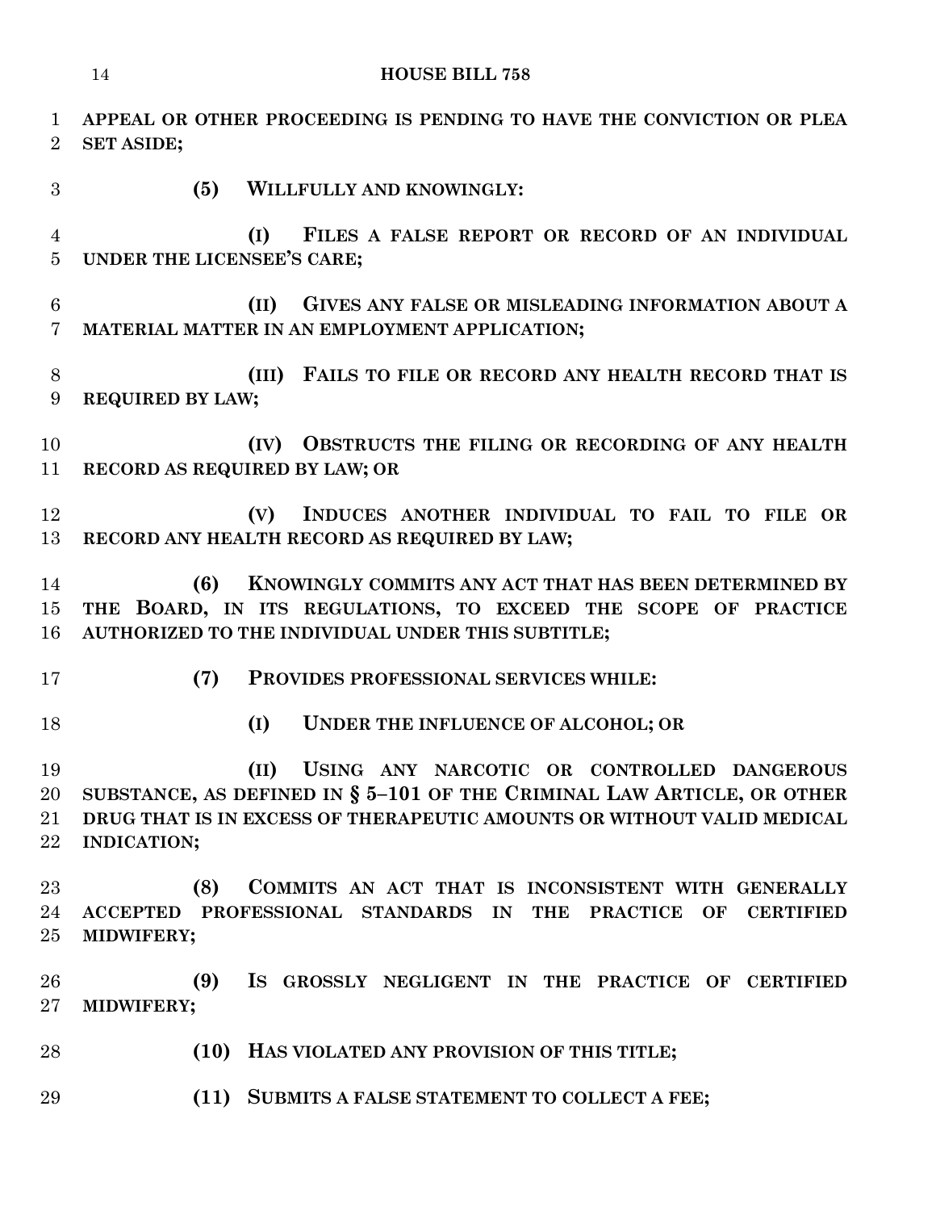**APPEAL OR OTHER PROCEEDING IS PENDING TO HAVE THE CONVICTION OR PLEA SET ASIDE;**

**(5) WILLFULLY AND KNOWINGLY:**

**(I) FILES A FALSE REPORT OR RECORD OF AN INDIVIDUAL UNDER THE LICENSEE'S CARE;**

**(II) GIVES ANY FALSE OR MISLEADING INFORMATION ABOUT A MATERIAL MATTER IN AN EMPLOYMENT APPLICATION;**

**(III) FAILS TO FILE OR RECORD ANY HEALTH RECORD THAT IS REQUIRED BY LAW;**

**(IV) OBSTRUCTS THE FILING OR RECORDING OF ANY HEALTH RECORD AS REQUIRED BY LAW; OR**

**(V) INDUCES ANOTHER INDIVIDUAL TO FAIL TO FILE OR RECORD ANY HEALTH RECORD AS REQUIRED BY LAW;**

**(6) KNOWINGLY COMMITS ANY ACT THAT HAS BEEN DETERMINED BY THE BOARD, IN ITS REGULATIONS, TO EXCEED THE SCOPE OF PRACTICE AUTHORIZED TO THE INDIVIDUAL UNDER THIS SUBTITLE;**

**(7) PROVIDES PROFESSIONAL SERVICES WHILE:**

**(I) UNDER THE INFLUENCE OF ALCOHOL; OR**

**(II) USING ANY NARCOTIC OR CONTROLLED DANGEROUS SUBSTANCE, AS DEFINED IN § 5–101 OF THE CRIMINAL LAW ARTICLE, OR OTHER DRUG THAT IS IN EXCESS OF THERAPEUTIC AMOUNTS OR WITHOUT VALID MEDICAL INDICATION;**

**(8) COMMITS AN ACT THAT IS INCONSISTENT WITH GENERALLY ACCEPTED PROFESSIONAL STANDARDS IN THE PRACTICE OF CERTIFIED MIDWIFERY;**

**(9) IS GROSSLY NEGLIGENT IN THE PRACTICE OF CERTIFIED MIDWIFERY;**

**(10) HAS VIOLATED ANY PROVISION OF THIS TITLE;**

**(11) SUBMITS A FALSE STATEMENT TO COLLECT A FEE;**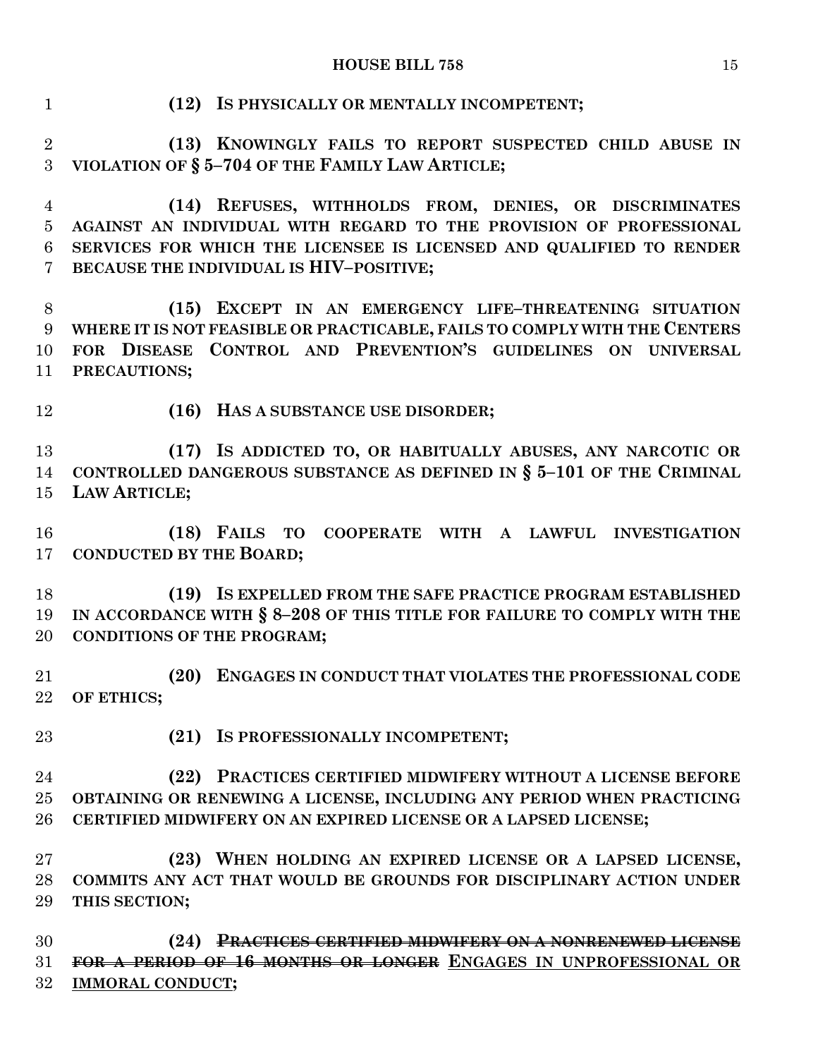**(12) IS PHYSICALLY OR MENTALLY INCOMPETENT;**

**(13) KNOWINGLY FAILS TO REPORT SUSPECTED CHILD ABUSE IN VIOLATION OF § 5–704 OF THE FAMILY LAW ARTICLE;**

**(14) REFUSES, WITHHOLDS FROM, DENIES, OR DISCRIMINATES AGAINST AN INDIVIDUAL WITH REGARD TO THE PROVISION OF PROFESSIONAL SERVICES FOR WHICH THE LICENSEE IS LICENSED AND QUALIFIED TO RENDER BECAUSE THE INDIVIDUAL IS HIV–POSITIVE;**

**(15) EXCEPT IN AN EMERGENCY LIFE–THREATENING SITUATION WHERE IT IS NOT FEASIBLE OR PRACTICABLE, FAILS TO COMPLY WITH THE CENTERS FOR DISEASE CONTROL AND PREVENTION'S GUIDELINES ON UNIVERSAL PRECAUTIONS;**

**(16) HAS A SUBSTANCE USE DISORDER;**

**(17) IS ADDICTED TO, OR HABITUALLY ABUSES, ANY NARCOTIC OR CONTROLLED DANGEROUS SUBSTANCE AS DEFINED IN § 5–101 OF THE CRIMINAL LAW ARTICLE;**

**(18) FAILS TO COOPERATE WITH A LAWFUL INVESTIGATION CONDUCTED BY THE BOARD;**

**(19) IS EXPELLED FROM THE SAFE PRACTICE PROGRAM ESTABLISHED IN ACCORDANCE WITH § 8–208 OF THIS TITLE FOR FAILURE TO COMPLY WITH THE CONDITIONS OF THE PROGRAM;**

**(20) ENGAGES IN CONDUCT THAT VIOLATES THE PROFESSIONAL CODE OF ETHICS;**

**(21) IS PROFESSIONALLY INCOMPETENT;**

**(22) PRACTICES CERTIFIED MIDWIFERY WITHOUT A LICENSE BEFORE OBTAINING OR RENEWING A LICENSE, INCLUDING ANY PERIOD WHEN PRACTICING CERTIFIED MIDWIFERY ON AN EXPIRED LICENSE OR A LAPSED LICENSE;**

**(23) WHEN HOLDING AN EXPIRED LICENSE OR A LAPSED LICENSE, COMMITS ANY ACT THAT WOULD BE GROUNDS FOR DISCIPLINARY ACTION UNDER THIS SECTION;**

**(24) ~~PRACTICES CERTIFIED MIDWIFERY ON A NONRENEWED LICENSE FOR A PERIOD OF 16 MONTHS OR LONGER~~ <u>ENGAGES IN UNPROFESSIONAL OR IMMORAL CONDUCT</u>;**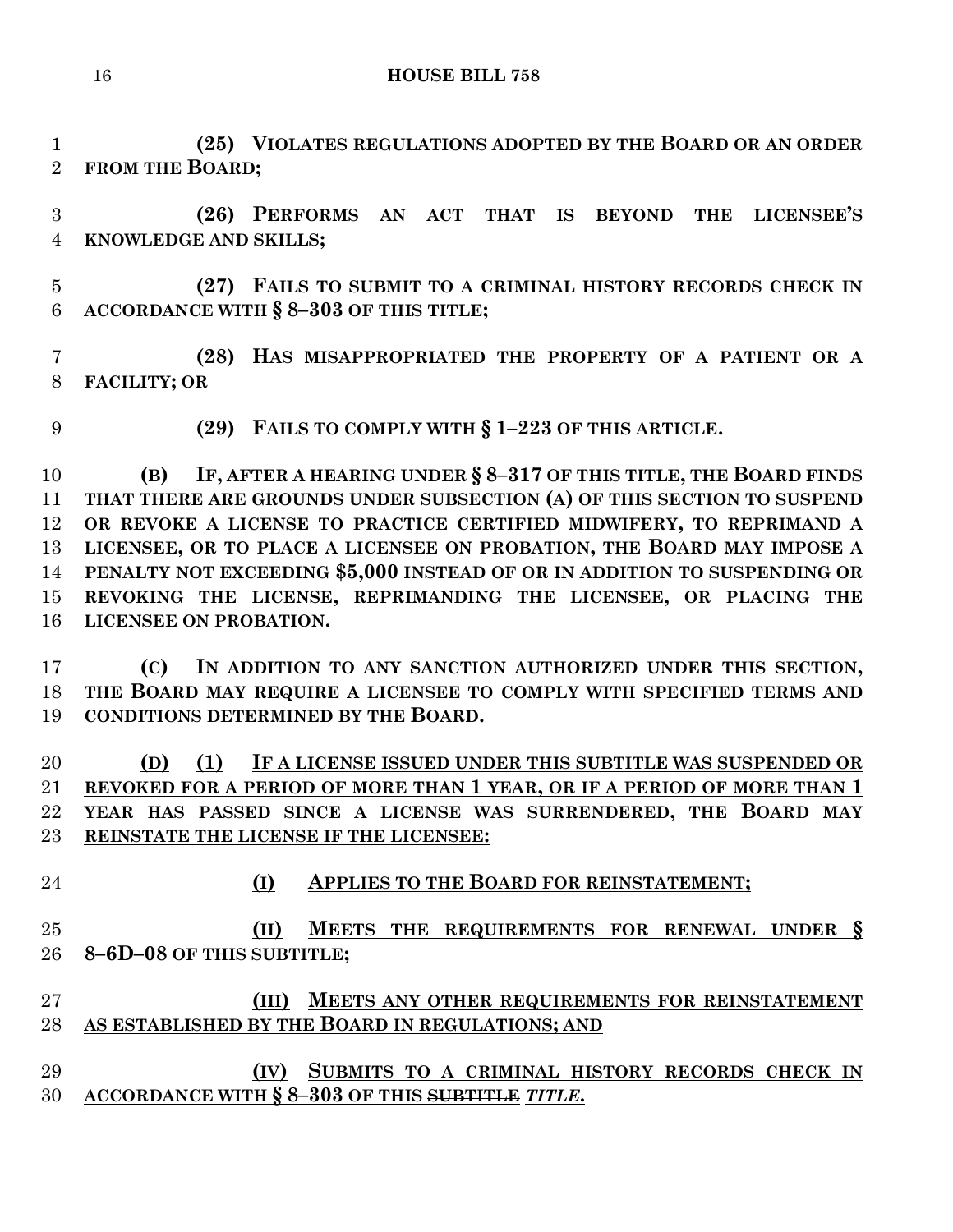**(25) VIOLATES REGULATIONS ADOPTED BY THE BOARD OR AN ORDER FROM THE BOARD;**

**(26) PERFORMS AN ACT THAT IS BEYOND THE LICENSEE'S KNOWLEDGE AND SKILLS;**

**(27) FAILS TO SUBMIT TO A CRIMINAL HISTORY RECORDS CHECK IN ACCORDANCE WITH § 8–303 OF THIS TITLE;**

**(28) HAS MISAPPROPRIATED THE PROPERTY OF A PATIENT OR A FACILITY; OR**

**(29) FAILS TO COMPLY WITH § 1–223 OF THIS ARTICLE.**

**(B) IF, AFTER A HEARING UNDER § 8–317 OF THIS TITLE, THE BOARD FINDS THAT THERE ARE GROUNDS UNDER SUBSECTION (A) OF THIS SECTION TO SUSPEND OR REVOKE A LICENSE TO PRACTICE CERTIFIED MIDWIFERY, TO REPRIMAND A LICENSEE, OR TO PLACE A LICENSEE ON PROBATION, THE BOARD MAY IMPOSE A PENALTY NOT EXCEEDING $5,000 INSTEAD OF OR IN ADDITION TO SUSPENDING OR REVOKING THE LICENSE, REPRIMANDING THE LICENSEE, OR PLACING THE LICENSEE ON PROBATION.**

**(C) IN ADDITION TO ANY SANCTION AUTHORIZED UNDER THIS SECTION, THE BOARD MAY REQUIRE A LICENSEE TO COMPLY WITH SPECIFIED TERMS AND CONDITIONS DETERMINED BY THE BOARD.**

**(D) (1) IF A LICENSE ISSUED UNDER THIS SUBTITLE WAS SUSPENDED OR REVOKED FOR A PERIOD OF MORE THAN 1 YEAR, OR IF A PERIOD OF MORE THAN 1 YEAR HAS PASSED SINCE A LICENSE WAS SURRENDERED, THE BOARD MAY REINSTATE THE LICENSE IF THE LICENSEE:**

**(I) APPLIES TO THE BOARD FOR REINSTATEMENT;**

**(II) MEETS THE REQUIREMENTS FOR RENEWAL UNDER § 8–6D–08 OF THIS SUBTITLE;**

**(III) MEETS ANY OTHER REQUIREMENTS FOR REINSTATEMENT AS ESTABLISHED BY THE BOARD IN REGULATIONS; AND**

**(IV) SUBMITS TO A CRIMINAL HISTORY RECORDS CHECK IN ACCORDANCE WITH § 8–303 OF THIS ~~SUBTITLE~~ *TITLE*.**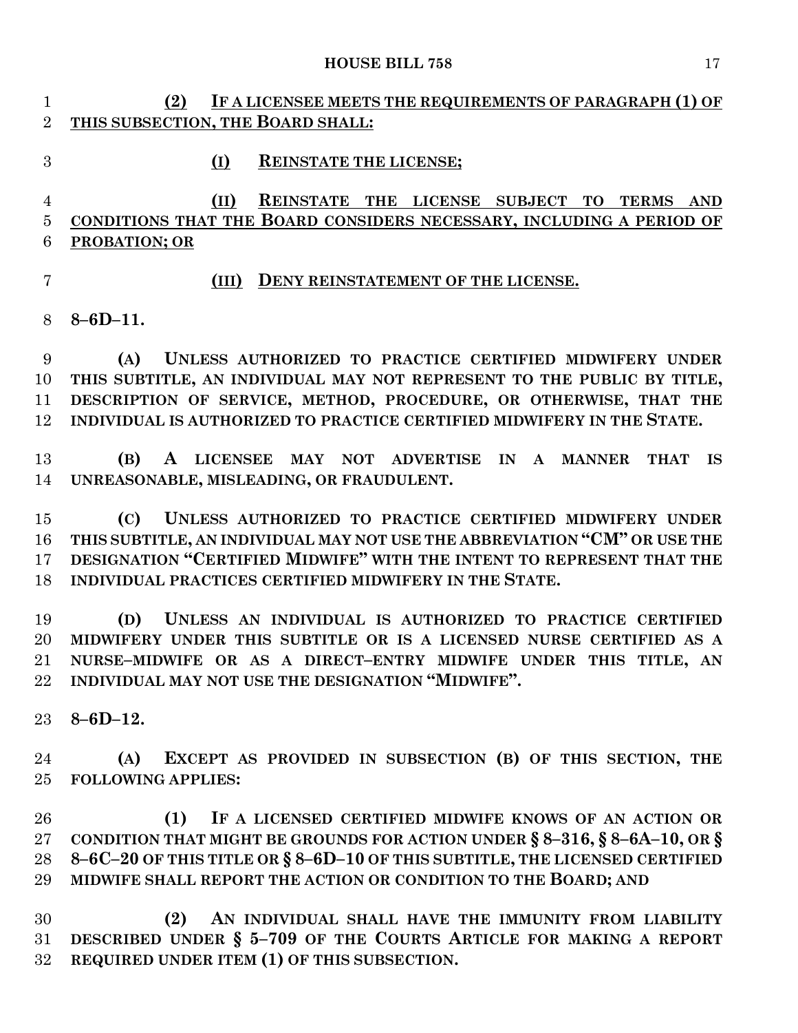(2) IF A LICENSEE MEETS THE REQUIREMENTS OF PARAGRAPH (1) OF THIS SUBSECTION, THE BOARD SHALL:

(I) REINSTATE THE LICENSE;

(II) REINSTATE THE LICENSE SUBJECT TO TERMS AND CONDITIONS THAT THE BOARD CONSIDERS NECESSARY, INCLUDING A PERIOD OF PROBATION; OR

(III) DENY REINSTATEMENT OF THE LICENSE.

**8–6D–11.**

**(A) UNLESS AUTHORIZED TO PRACTICE CERTIFIED MIDWIFERY UNDER THIS SUBTITLE, AN INDIVIDUAL MAY NOT REPRESENT TO THE PUBLIC BY TITLE, DESCRIPTION OF SERVICE, METHOD, PROCEDURE, OR OTHERWISE, THAT THE INDIVIDUAL IS AUTHORIZED TO PRACTICE CERTIFIED MIDWIFERY IN THE STATE.**

**(B) A LICENSEE MAY NOT ADVERTISE IN A MANNER THAT IS UNREASONABLE, MISLEADING, OR FRAUDULENT.**

**(C) UNLESS AUTHORIZED TO PRACTICE CERTIFIED MIDWIFERY UNDER THIS SUBTITLE, AN INDIVIDUAL MAY NOT USE THE ABBREVIATION "CM" OR USE THE DESIGNATION "CERTIFIED MIDWIFE" WITH THE INTENT TO REPRESENT THAT THE INDIVIDUAL PRACTICES CERTIFIED MIDWIFERY IN THE STATE.**

**(D) UNLESS AN INDIVIDUAL IS AUTHORIZED TO PRACTICE CERTIFIED MIDWIFERY UNDER THIS SUBTITLE OR IS A LICENSED NURSE CERTIFIED AS A NURSE–MIDWIFE OR AS A DIRECT–ENTRY MIDWIFE UNDER THIS TITLE, AN INDIVIDUAL MAY NOT USE THE DESIGNATION "MIDWIFE".**

**8–6D–12.**

**(A) EXCEPT AS PROVIDED IN SUBSECTION (B) OF THIS SECTION, THE FOLLOWING APPLIES:**

**(1) IF A LICENSED CERTIFIED MIDWIFE KNOWS OF AN ACTION OR CONDITION THAT MIGHT BE GROUNDS FOR ACTION UNDER § 8–316, § 8–6A–10, OR § 8–6C–20 OF THIS TITLE OR § 8–6D–10 OF THIS SUBTITLE, THE LICENSED CERTIFIED MIDWIFE SHALL REPORT THE ACTION OR CONDITION TO THE BOARD; AND**

**(2) AN INDIVIDUAL SHALL HAVE THE IMMUNITY FROM LIABILITY DESCRIBED UNDER § 5–709 OF THE COURTS ARTICLE FOR MAKING A REPORT REQUIRED UNDER ITEM (1) OF THIS SUBSECTION.**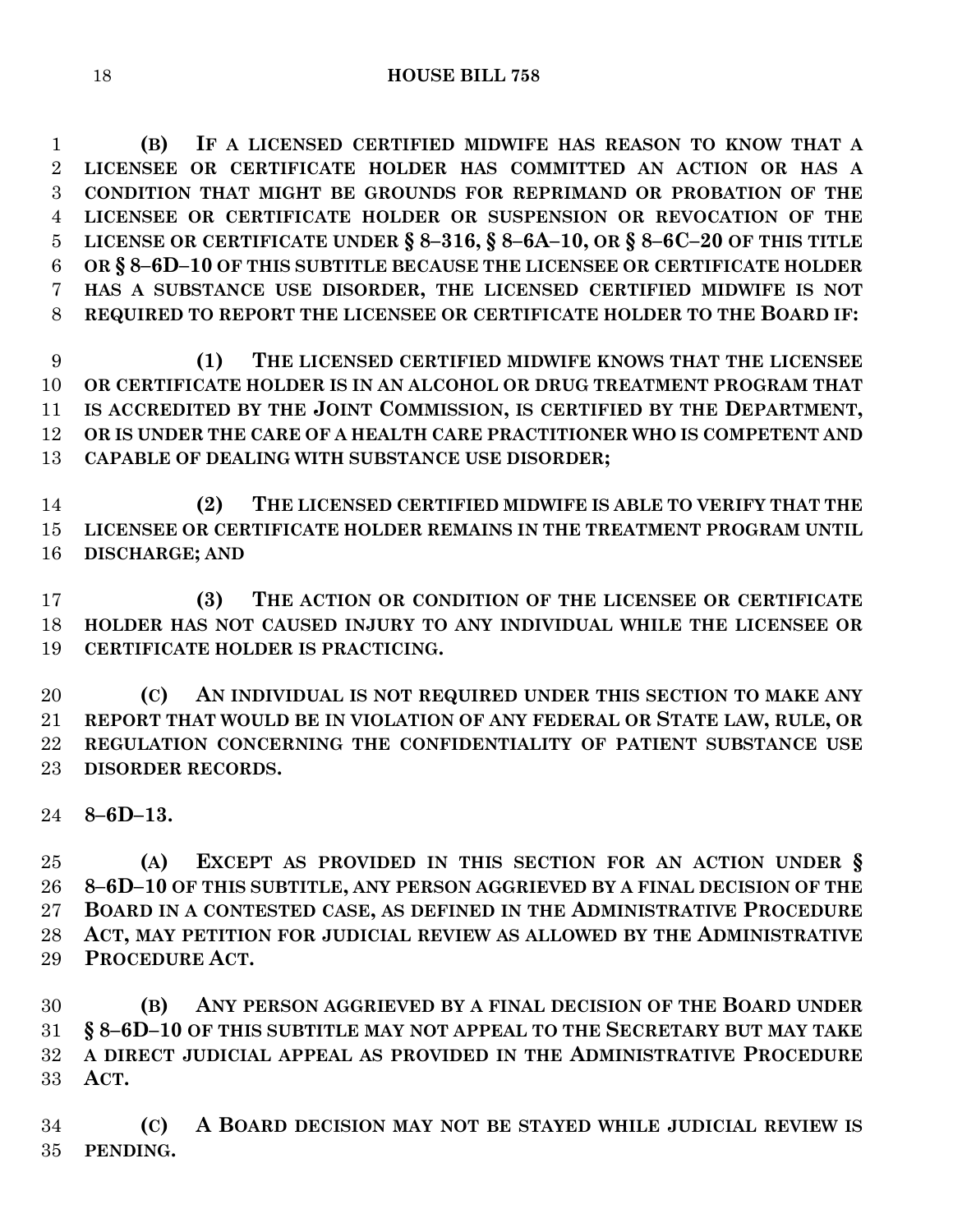**(B) IF A LICENSED CERTIFIED MIDWIFE HAS REASON TO KNOW THAT A LICENSEE OR CERTIFICATE HOLDER HAS COMMITTED AN ACTION OR HAS A CONDITION THAT MIGHT BE GROUNDS FOR REPRIMAND OR PROBATION OF THE LICENSEE OR CERTIFICATE HOLDER OR SUSPENSION OR REVOCATION OF THE LICENSE OR CERTIFICATE UNDER § 8–316, § 8–6A–10, OR § 8–6C–20 OF THIS TITLE OR § 8–6D–10 OF THIS SUBTITLE BECAUSE THE LICENSEE OR CERTIFICATE HOLDER HAS A SUBSTANCE USE DISORDER, THE LICENSED CERTIFIED MIDWIFE IS NOT REQUIRED TO REPORT THE LICENSEE OR CERTIFICATE HOLDER TO THE BOARD IF:**

**(1) THE LICENSED CERTIFIED MIDWIFE KNOWS THAT THE LICENSEE OR CERTIFICATE HOLDER IS IN AN ALCOHOL OR DRUG TREATMENT PROGRAM THAT IS ACCREDITED BY THE JOINT COMMISSION, IS CERTIFIED BY THE DEPARTMENT, OR IS UNDER THE CARE OF A HEALTH CARE PRACTITIONER WHO IS COMPETENT AND CAPABLE OF DEALING WITH SUBSTANCE USE DISORDER;**

**(2) THE LICENSED CERTIFIED MIDWIFE IS ABLE TO VERIFY THAT THE LICENSEE OR CERTIFICATE HOLDER REMAINS IN THE TREATMENT PROGRAM UNTIL DISCHARGE; AND**

**(3) THE ACTION OR CONDITION OF THE LICENSEE OR CERTIFICATE HOLDER HAS NOT CAUSED INJURY TO ANY INDIVIDUAL WHILE THE LICENSEE OR CERTIFICATE HOLDER IS PRACTICING.**

**(C) AN INDIVIDUAL IS NOT REQUIRED UNDER THIS SECTION TO MAKE ANY REPORT THAT WOULD BE IN VIOLATION OF ANY FEDERAL OR STATE LAW, RULE, OR REGULATION CONCERNING THE CONFIDENTIALITY OF PATIENT SUBSTANCE USE DISORDER RECORDS.**

**8–6D–13.**

**(A) EXCEPT AS PROVIDED IN THIS SECTION FOR AN ACTION UNDER § 8–6D–10 OF THIS SUBTITLE, ANY PERSON AGGRIEVED BY A FINAL DECISION OF THE BOARD IN A CONTESTED CASE, AS DEFINED IN THE ADMINISTRATIVE PROCEDURE ACT, MAY PETITION FOR JUDICIAL REVIEW AS ALLOWED BY THE ADMINISTRATIVE PROCEDURE ACT.**

**(B) ANY PERSON AGGRIEVED BY A FINAL DECISION OF THE BOARD UNDER § 8–6D–10 OF THIS SUBTITLE MAY NOT APPEAL TO THE SECRETARY BUT MAY TAKE A DIRECT JUDICIAL APPEAL AS PROVIDED IN THE ADMINISTRATIVE PROCEDURE ACT.**

**(C) A BOARD DECISION MAY NOT BE STAYED WHILE JUDICIAL REVIEW IS PENDING.**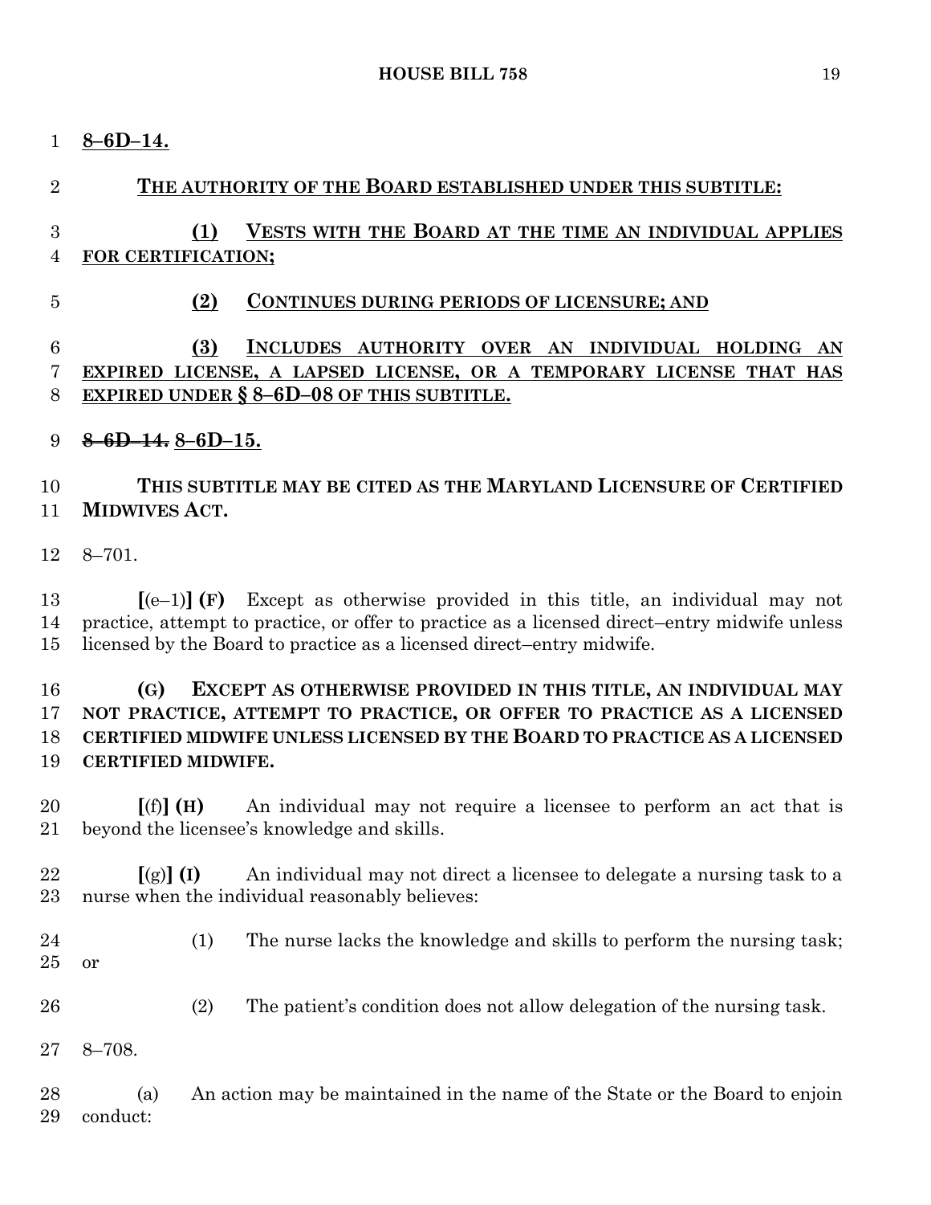8–6D–14.

THE AUTHORITY OF THE BOARD ESTABLISHED UNDER THIS SUBTITLE:

(1) VESTS WITH THE BOARD AT THE TIME AN INDIVIDUAL APPLIES FOR CERTIFICATION;

(2) CONTINUES DURING PERIODS OF LICENSURE; AND

(3) INCLUDES AUTHORITY OVER AN INDIVIDUAL HOLDING AN EXPIRED LICENSE, A LAPSED LICENSE, OR A TEMPORARY LICENSE THAT HAS EXPIRED UNDER § 8–6D–08 OF THIS SUBTITLE.

~~8–6D–14.~~ 8–6D–15.

**THIS SUBTITLE MAY BE CITED AS THE MARYLAND LICENSURE OF CERTIFIED MIDWIVES ACT.**

8–701.

**[**(e–1)**] (F)** Except as otherwise provided in this title, an individual may not practice, attempt to practice, or offer to practice as a licensed direct–entry midwife unless licensed by the Board to practice as a licensed direct–entry midwife.

**(G) EXCEPT AS OTHERWISE PROVIDED IN THIS TITLE, AN INDIVIDUAL MAY NOT PRACTICE, ATTEMPT TO PRACTICE, OR OFFER TO PRACTICE AS A LICENSED CERTIFIED MIDWIFE UNLESS LICENSED BY THE BOARD TO PRACTICE AS A LICENSED CERTIFIED MIDWIFE.**

**[**(f)**] (H)** An individual may not require a licensee to perform an act that is beyond the licensee's knowledge and skills.

**[**(g)**] (I)** An individual may not direct a licensee to delegate a nursing task to a nurse when the individual reasonably believes:

(1) The nurse lacks the knowledge and skills to perform the nursing task; or

(2) The patient's condition does not allow delegation of the nursing task.

8–708.

(a) An action may be maintained in the name of the State or the Board to enjoin conduct: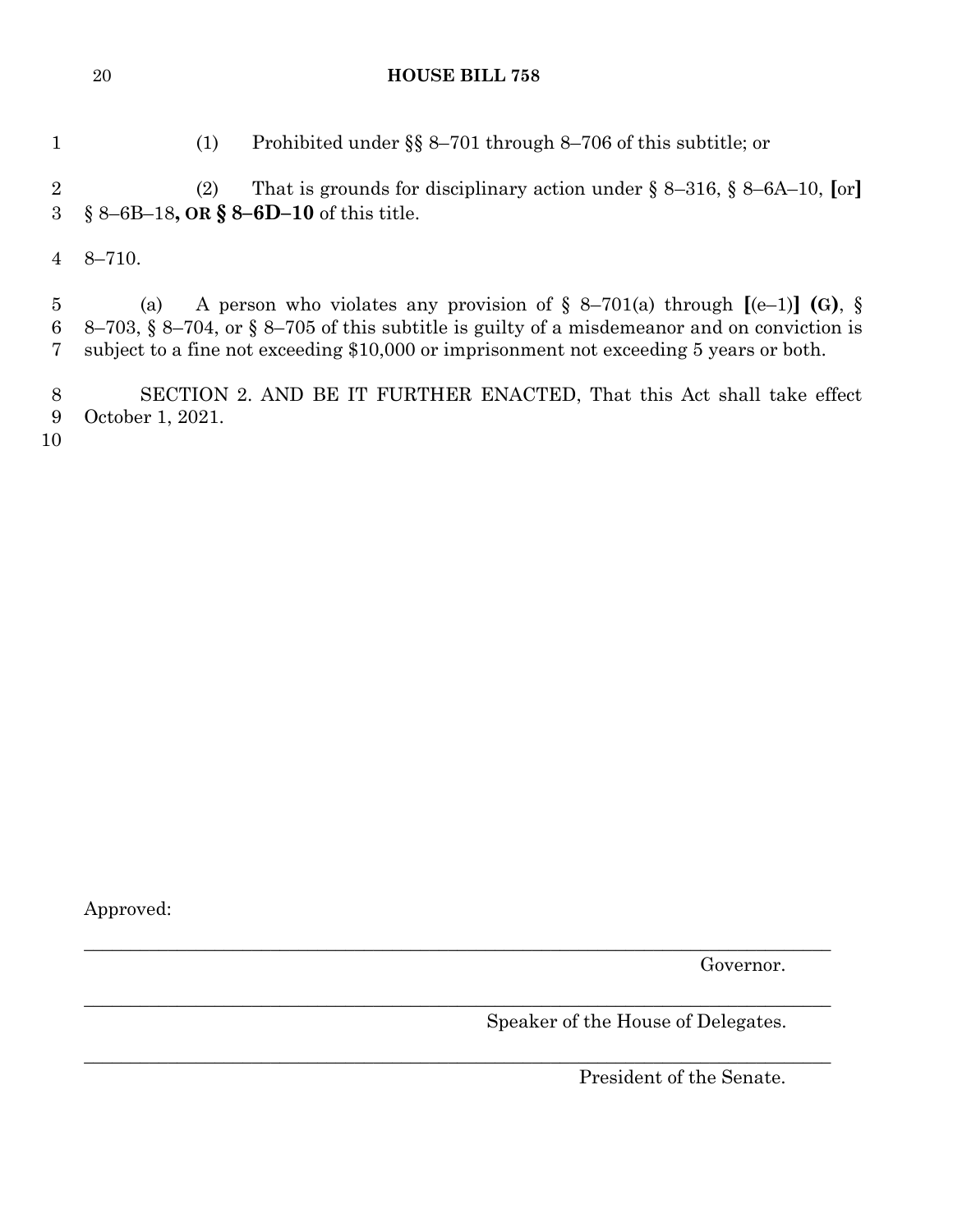(1) Prohibited under §§ 8–701 through 8–706 of this subtitle; or

(2) That is grounds for disciplinary action under § 8–316, § 8–6A–10, [or] § 8–6B–18**, OR § 8–6D–10** of this title.

8–710.

(a) A person who violates any provision of § 8–701(a) through [(e–1)] **(G)**, § 8–703, § 8–704, or § 8–705 of this subtitle is guilty of a misdemeanor and on conviction is subject to a fine not exceeding $10,000 or imprisonment not exceeding 5 years or both.

SECTION 2. AND BE IT FURTHER ENACTED, That this Act shall take effect October 1, 2021.

Approved:

\_\_\_\_\_\_\_\_\_\_\_\_\_\_\_\_\_\_\_\_\_\_\_\_\_\_\_\_\_\_\_\_\_\_\_\_\_\_\_\_\_\_\_\_\_\_\_\_\_\_\_\_\_\_\_\_\_\_\_\_\_\_\_\_\_\_\_\_\_\_\_\_\_\_\_\_

Governor.

\_\_\_\_\_\_\_\_\_\_\_\_\_\_\_\_\_\_\_\_\_\_\_\_\_\_\_\_\_\_\_\_\_\_\_\_\_\_\_\_\_\_\_\_\_\_\_\_\_\_\_\_\_\_\_\_\_\_\_\_\_\_\_\_\_\_\_\_\_\_\_\_\_\_\_\_

Speaker of the House of Delegates.

\_\_\_\_\_\_\_\_\_\_\_\_\_\_\_\_\_\_\_\_\_\_\_\_\_\_\_\_\_\_\_\_\_\_\_\_\_\_\_\_\_\_\_\_\_\_\_\_\_\_\_\_\_\_\_\_\_\_\_\_\_\_\_\_\_\_\_\_\_\_\_\_\_\_\_\_

President of the Senate.